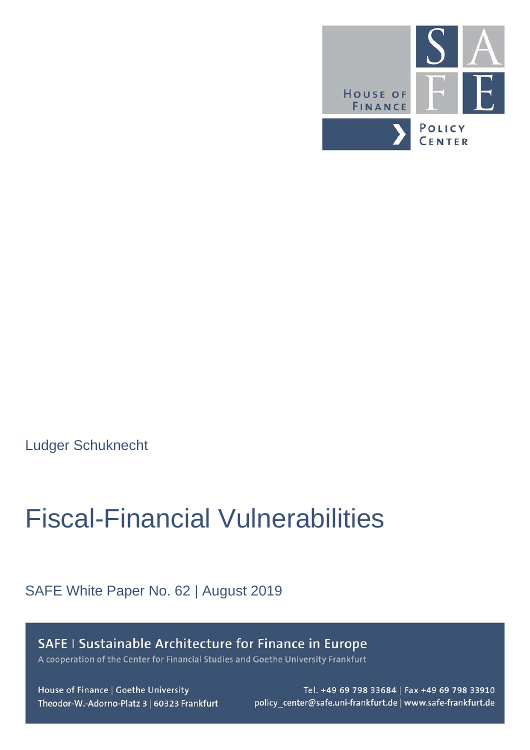HOUSE OF FINANCE

SAFE

POLICY CENTER

Ludger Schuknecht

# Fiscal-Financial Vulnerabilities

SAFE White Paper No. 62 | August 2019

**SAFE | Sustainable Architecture for Finance in Europe**

A cooperation of the Center for Financial Studies and Goethe University Frankfurt

House of Finance | Goethe University
Theodor-W.-Adorno-Platz 3 | 60323 Frankfurt

Tel. +49 69 798 33684 | Fax +49 69 798 33910
policy_center@safe.uni-frankfurt.de | www.safe-frankfurt.de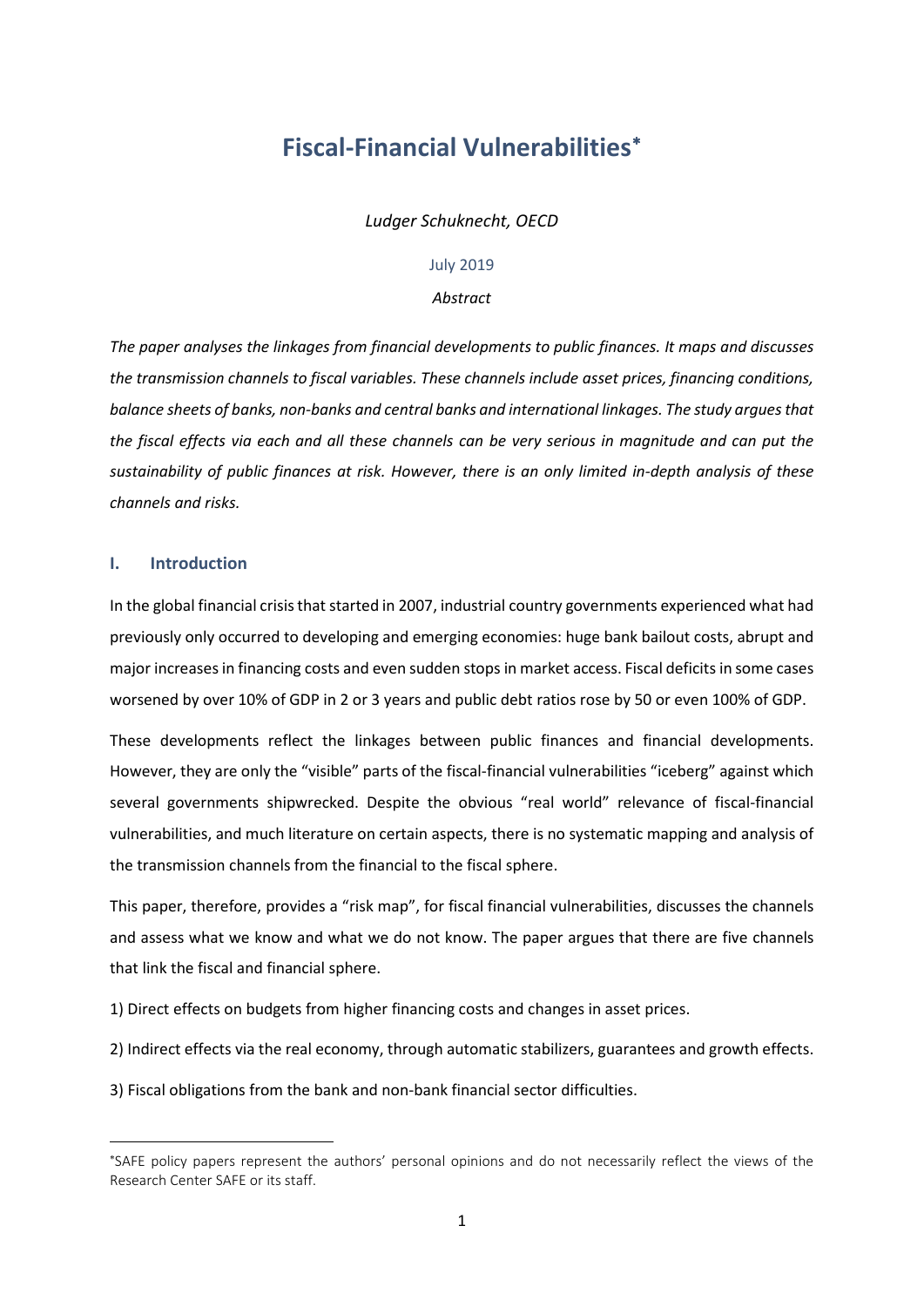# Fiscal-Financial Vulnerabilities*

*Ludger Schuknecht, OECD*

July 2019

*Abstract*

*The paper analyses the linkages from financial developments to public finances. It maps and discusses the transmission channels to fiscal variables. These channels include asset prices, financing conditions, balance sheets of banks, non-banks and central banks and international linkages. The study argues that the fiscal effects via each and all these channels can be very serious in magnitude and can put the sustainability of public finances at risk. However, there is an only limited in-depth analysis of these channels and risks.*

## I. Introduction

In the global financial crisis that started in 2007, industrial country governments experienced what had previously only occurred to developing and emerging economies: huge bank bailout costs, abrupt and major increases in financing costs and even sudden stops in market access. Fiscal deficits in some cases worsened by over 10% of GDP in 2 or 3 years and public debt ratios rose by 50 or even 100% of GDP.

These developments reflect the linkages between public finances and financial developments. However, they are only the "visible" parts of the fiscal-financial vulnerabilities "iceberg" against which several governments shipwrecked. Despite the obvious "real world" relevance of fiscal-financial vulnerabilities, and much literature on certain aspects, there is no systematic mapping and analysis of the transmission channels from the financial to the fiscal sphere.

This paper, therefore, provides a "risk map", for fiscal financial vulnerabilities, discusses the channels and assess what we know and what we do not know. The paper argues that there are five channels that link the fiscal and financial sphere.

1) Direct effects on budgets from higher financing costs and changes in asset prices.

2) Indirect effects via the real economy, through automatic stabilizers, guarantees and growth effects.

3) Fiscal obligations from the bank and non-bank financial sector difficulties.

*SAFE policy papers represent the authors' personal opinions and do not necessarily reflect the views of the Research Center SAFE or its staff.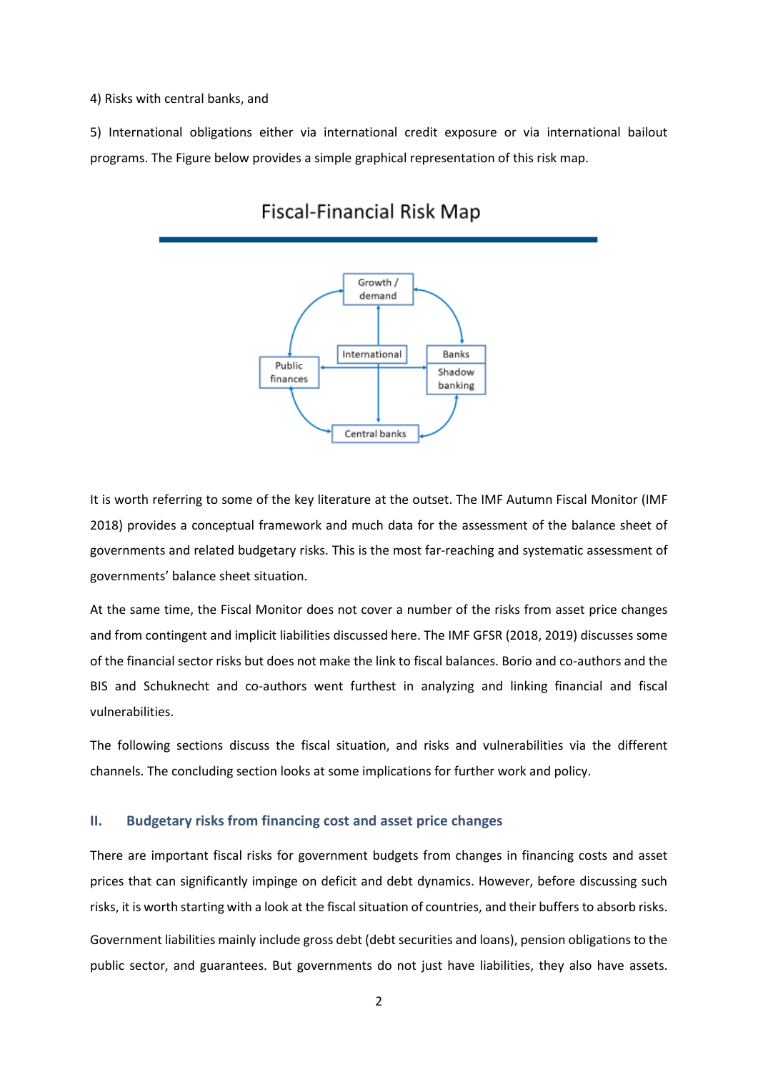4) Risks with central banks, and

5) International obligations either via international credit exposure or via international bailout programs. The Figure below provides a simple graphical representation of this risk map.

Fiscal-Financial Risk Map

Growth / demand

Public finances

International

Banks

Shadow banking

Central banks

It is worth referring to some of the key literature at the outset. The IMF Autumn Fiscal Monitor (IMF 2018) provides a conceptual framework and much data for the assessment of the balance sheet of governments and related budgetary risks. This is the most far-reaching and systematic assessment of governments' balance sheet situation.

At the same time, the Fiscal Monitor does not cover a number of the risks from asset price changes and from contingent and implicit liabilities discussed here. The IMF GFSR (2018, 2019) discusses some of the financial sector risks but does not make the link to fiscal balances. Borio and co-authors and the BIS and Schuknecht and co-authors went furthest in analyzing and linking financial and fiscal vulnerabilities.

The following sections discuss the fiscal situation, and risks and vulnerabilities via the different channels. The concluding section looks at some implications for further work and policy.

## II. Budgetary risks from financing cost and asset price changes

There are important fiscal risks for government budgets from changes in financing costs and asset prices that can significantly impinge on deficit and debt dynamics. However, before discussing such risks, it is worth starting with a look at the fiscal situation of countries, and their buffers to absorb risks.

Government liabilities mainly include gross debt (debt securities and loans), pension obligations to the public sector, and guarantees. But governments do not just have liabilities, they also have assets.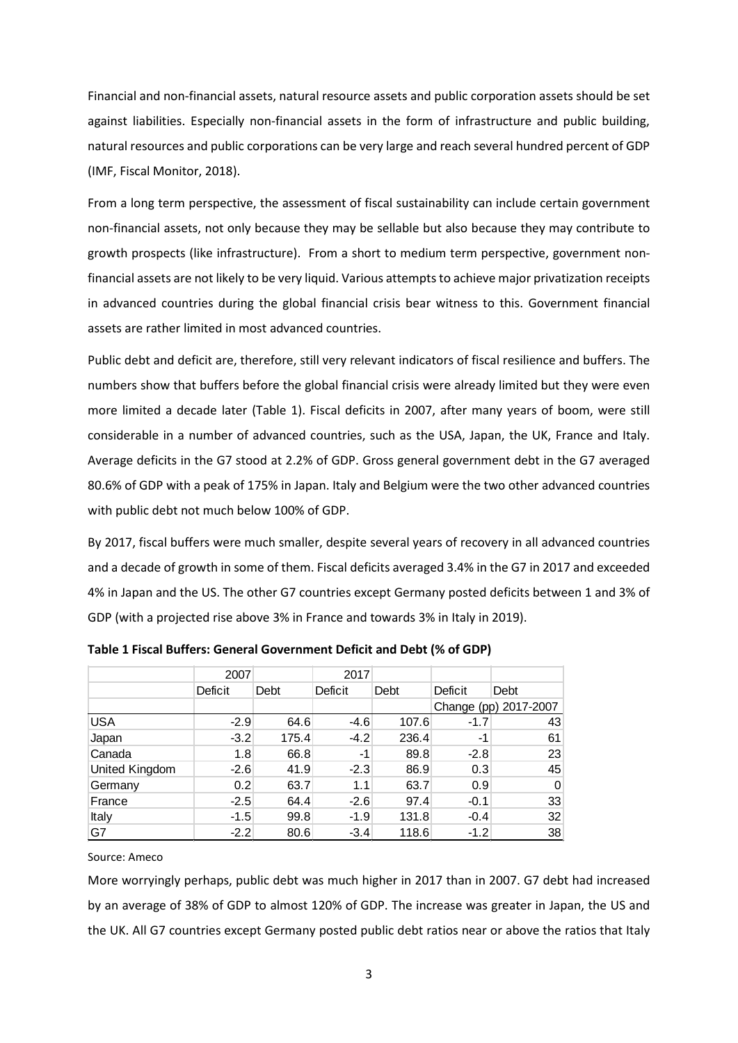Financial and non-financial assets, natural resource assets and public corporation assets should be set against liabilities. Especially non-financial assets in the form of infrastructure and public building, natural resources and public corporations can be very large and reach several hundred percent of GDP (IMF, Fiscal Monitor, 2018).

From a long term perspective, the assessment of fiscal sustainability can include certain government non-financial assets, not only because they may be sellable but also because they may contribute to growth prospects (like infrastructure). From a short to medium term perspective, government non-financial assets are not likely to be very liquid. Various attempts to achieve major privatization receipts in advanced countries during the global financial crisis bear witness to this. Government financial assets are rather limited in most advanced countries.

Public debt and deficit are, therefore, still very relevant indicators of fiscal resilience and buffers. The numbers show that buffers before the global financial crisis were already limited but they were even more limited a decade later (Table 1). Fiscal deficits in 2007, after many years of boom, were still considerable in a number of advanced countries, such as the USA, Japan, the UK, France and Italy. Average deficits in the G7 stood at 2.2% of GDP. Gross general government debt in the G7 averaged 80.6% of GDP with a peak of 175% in Japan. Italy and Belgium were the two other advanced countries with public debt not much below 100% of GDP.

By 2017, fiscal buffers were much smaller, despite several years of recovery in all advanced countries and a decade of growth in some of them. Fiscal deficits averaged 3.4% in the G7 in 2017 and exceeded 4% in Japan and the US. The other G7 countries except Germany posted deficits between 1 and 3% of GDP (with a projected rise above 3% in France and towards 3% in Italy in 2019).

**Table 1 Fiscal Buffers: General Government Deficit and Debt (% of GDP)**

| | 2007 | | 2017 | | | |
|---|---|---|---|---|---|---|
| | Deficit | Debt | Deficit | Debt | Deficit | Debt |
| | | | | | Change (pp) 2017-2007 | |
| USA | -2.9 | 64.6 | -4.6 | 107.6 | -1.7 | 43 |
| Japan | -3.2 | 175.4 | -4.2 | 236.4 | -1 | 61 |
| Canada | 1.8 | 66.8 | -1 | 89.8 | -2.8 | 23 |
| United Kingdom | -2.6 | 41.9 | -2.3 | 86.9 | 0.3 | 45 |
| Germany | 0.2 | 63.7 | 1.1 | 63.7 | 0.9 | 0 |
| France | -2.5 | 64.4 | -2.6 | 97.4 | -0.1 | 33 |
| Italy | -1.5 | 99.8 | -1.9 | 131.8 | -0.4 | 32 |
| G7 | -2.2 | 80.6 | -3.4 | 118.6 | -1.2 | 38 |

Source: Ameco

More worryingly perhaps, public debt was much higher in 2017 than in 2007. G7 debt had increased by an average of 38% of GDP to almost 120% of GDP. The increase was greater in Japan, the US and the UK. All G7 countries except Germany posted public debt ratios near or above the ratios that Italy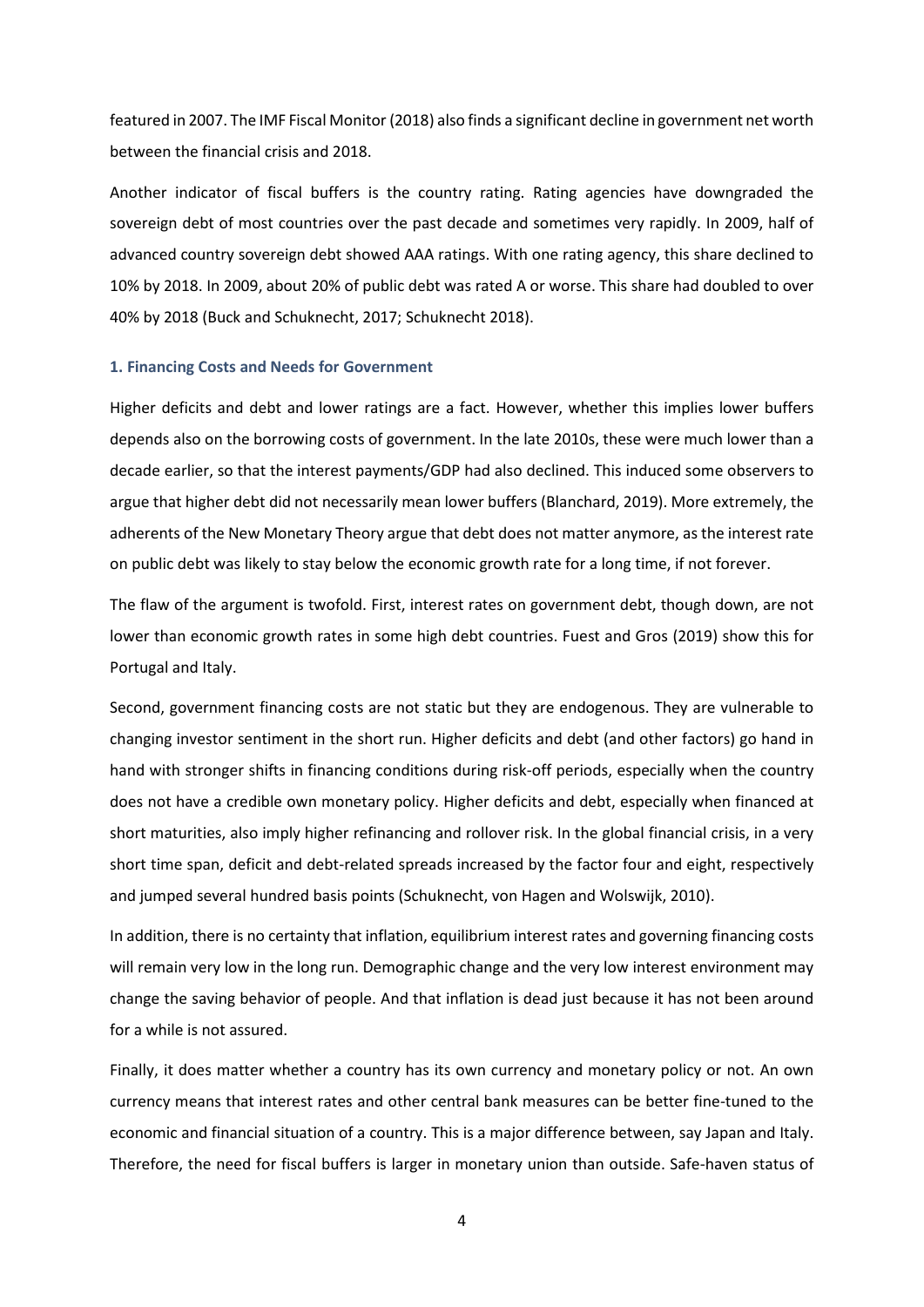featured in 2007. The IMF Fiscal Monitor (2018) also finds a significant decline in government net worth between the financial crisis and 2018.

Another indicator of fiscal buffers is the country rating. Rating agencies have downgraded the sovereign debt of most countries over the past decade and sometimes very rapidly. In 2009, half of advanced country sovereign debt showed AAA ratings. With one rating agency, this share declined to 10% by 2018. In 2009, about 20% of public debt was rated A or worse. This share had doubled to over 40% by 2018 (Buck and Schuknecht, 2017; Schuknecht 2018).

### 1. Financing Costs and Needs for Government

Higher deficits and debt and lower ratings are a fact. However, whether this implies lower buffers depends also on the borrowing costs of government. In the late 2010s, these were much lower than a decade earlier, so that the interest payments/GDP had also declined. This induced some observers to argue that higher debt did not necessarily mean lower buffers (Blanchard, 2019). More extremely, the adherents of the New Monetary Theory argue that debt does not matter anymore, as the interest rate on public debt was likely to stay below the economic growth rate for a long time, if not forever.

The flaw of the argument is twofold. First, interest rates on government debt, though down, are not lower than economic growth rates in some high debt countries. Fuest and Gros (2019) show this for Portugal and Italy.

Second, government financing costs are not static but they are endogenous. They are vulnerable to changing investor sentiment in the short run. Higher deficits and debt (and other factors) go hand in hand with stronger shifts in financing conditions during risk-off periods, especially when the country does not have a credible own monetary policy. Higher deficits and debt, especially when financed at short maturities, also imply higher refinancing and rollover risk. In the global financial crisis, in a very short time span, deficit and debt-related spreads increased by the factor four and eight, respectively and jumped several hundred basis points (Schuknecht, von Hagen and Wolswijk, 2010).

In addition, there is no certainty that inflation, equilibrium interest rates and governing financing costs will remain very low in the long run. Demographic change and the very low interest environment may change the saving behavior of people. And that inflation is dead just because it has not been around for a while is not assured.

Finally, it does matter whether a country has its own currency and monetary policy or not. An own currency means that interest rates and other central bank measures can be better fine-tuned to the economic and financial situation of a country. This is a major difference between, say Japan and Italy. Therefore, the need for fiscal buffers is larger in monetary union than outside. Safe-haven status of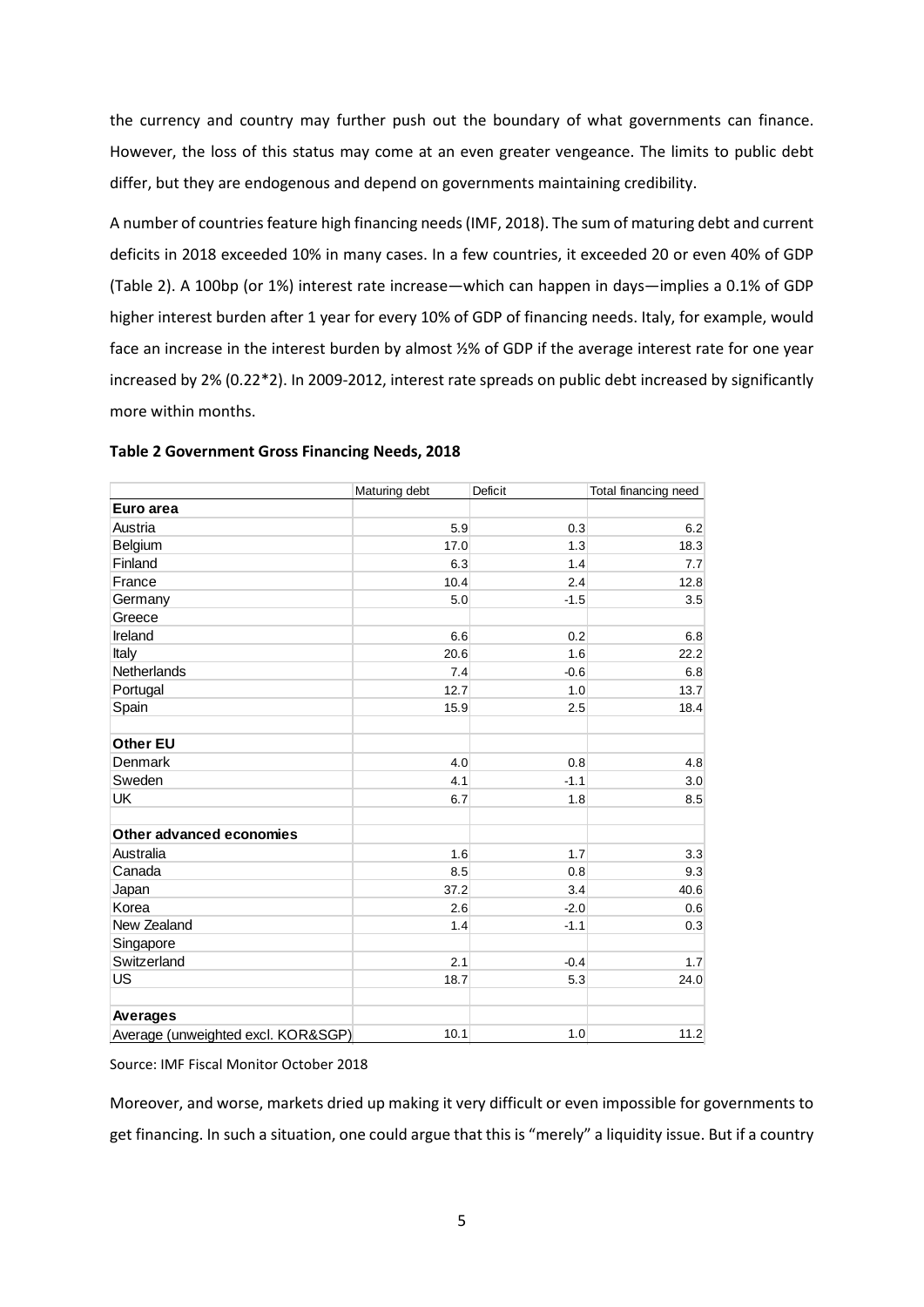the currency and country may further push out the boundary of what governments can finance. However, the loss of this status may come at an even greater vengeance. The limits to public debt differ, but they are endogenous and depend on governments maintaining credibility.

A number of countries feature high financing needs (IMF, 2018). The sum of maturing debt and current deficits in 2018 exceeded 10% in many cases. In a few countries, it exceeded 20 or even 40% of GDP (Table 2). A 100bp (or 1%) interest rate increase—which can happen in days—implies a 0.1% of GDP higher interest burden after 1 year for every 10% of GDP of financing needs. Italy, for example, would face an increase in the interest burden by almost ½% of GDP if the average interest rate for one year increased by 2% (0.22*2). In 2009-2012, interest rate spreads on public debt increased by significantly more within months.

**Table 2 Government Gross Financing Needs, 2018**

| | Maturing debt | Deficit | Total financing need |
|---|---|---|---|
| **Euro area** | | | |
| Austria | 5.9 | 0.3 | 6.2 |
| Belgium | 17.0 | 1.3 | 18.3 |
| Finland | 6.3 | 1.4 | 7.7 |
| France | 10.4 | 2.4 | 12.8 |
| Germany | 5.0 | -1.5 | 3.5 |
| Greece | | | |
| Ireland | 6.6 | 0.2 | 6.8 |
| Italy | 20.6 | 1.6 | 22.2 |
| Netherlands | 7.4 | -0.6 | 6.8 |
| Portugal | 12.7 | 1.0 | 13.7 |
| Spain | 15.9 | 2.5 | 18.4 |
| | | | |
| **Other EU** | | | |
| Denmark | 4.0 | 0.8 | 4.8 |
| Sweden | 4.1 | -1.1 | 3.0 |
| UK | 6.7 | 1.8 | 8.5 |
| | | | |
| **Other advanced economies** | | | |
| Australia | 1.6 | 1.7 | 3.3 |
| Canada | 8.5 | 0.8 | 9.3 |
| Japan | 37.2 | 3.4 | 40.6 |
| Korea | 2.6 | -2.0 | 0.6 |
| New Zealand | 1.4 | -1.1 | 0.3 |
| Singapore | | | |
| Switzerland | 2.1 | -0.4 | 1.7 |
| US | 18.7 | 5.3 | 24.0 |
| | | | |
| **Averages** | | | |
| Average (unweighted excl. KOR&SGP) | 10.1 | 1.0 | 11.2 |

Source: IMF Fiscal Monitor October 2018

Moreover, and worse, markets dried up making it very difficult or even impossible for governments to get financing. In such a situation, one could argue that this is "merely" a liquidity issue. But if a country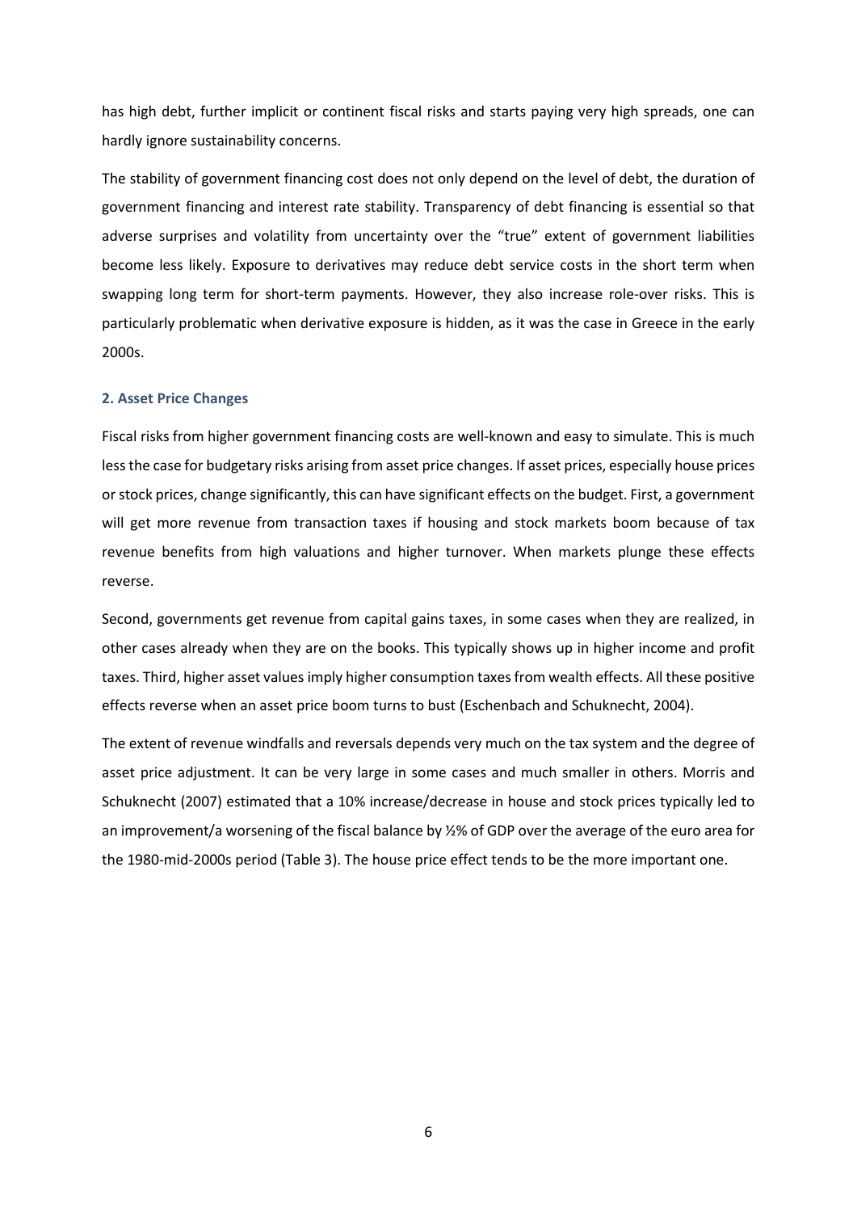has high debt, further implicit or continent fiscal risks and starts paying very high spreads, one can hardly ignore sustainability concerns.

The stability of government financing cost does not only depend on the level of debt, the duration of government financing and interest rate stability. Transparency of debt financing is essential so that adverse surprises and volatility from uncertainty over the "true" extent of government liabilities become less likely. Exposure to derivatives may reduce debt service costs in the short term when swapping long term for short-term payments. However, they also increase role-over risks. This is particularly problematic when derivative exposure is hidden, as it was the case in Greece in the early 2000s.

### 2. Asset Price Changes

Fiscal risks from higher government financing costs are well-known and easy to simulate. This is much less the case for budgetary risks arising from asset price changes. If asset prices, especially house prices or stock prices, change significantly, this can have significant effects on the budget. First, a government will get more revenue from transaction taxes if housing and stock markets boom because of tax revenue benefits from high valuations and higher turnover. When markets plunge these effects reverse.

Second, governments get revenue from capital gains taxes, in some cases when they are realized, in other cases already when they are on the books. This typically shows up in higher income and profit taxes. Third, higher asset values imply higher consumption taxes from wealth effects. All these positive effects reverse when an asset price boom turns to bust (Eschenbach and Schuknecht, 2004).

The extent of revenue windfalls and reversals depends very much on the tax system and the degree of asset price adjustment. It can be very large in some cases and much smaller in others. Morris and Schuknecht (2007) estimated that a 10% increase/decrease in house and stock prices typically led to an improvement/a worsening of the fiscal balance by ½% of GDP over the average of the euro area for the 1980-mid-2000s period (Table 3). The house price effect tends to be the more important one.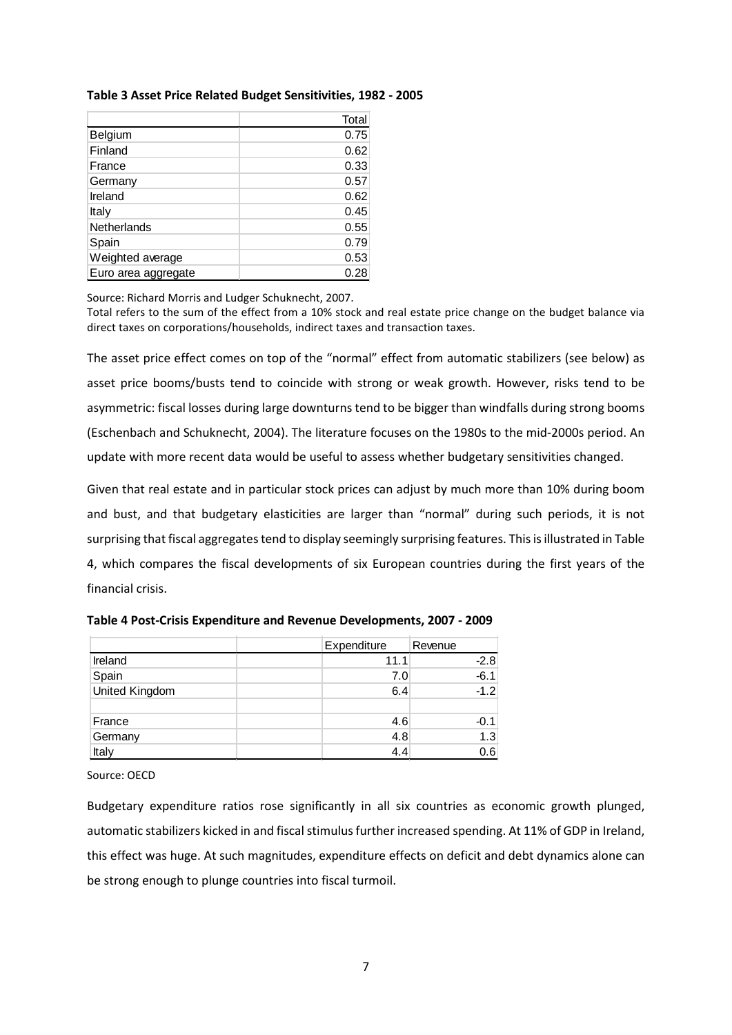**Table 3 Asset Price Related Budget Sensitivities, 1982 - 2005**

| | Total |
|---|---|
| Belgium | 0.75 |
| Finland | 0.62 |
| France | 0.33 |
| Germany | 0.57 |
| Ireland | 0.62 |
| Italy | 0.45 |
| Netherlands | 0.55 |
| Spain | 0.79 |
| Weighted average | 0.53 |
| Euro area aggregate | 0.28 |

Source: Richard Morris and Ludger Schuknecht, 2007.
Total refers to the sum of the effect from a 10% stock and real estate price change on the budget balance via direct taxes on corporations/households, indirect taxes and transaction taxes.

The asset price effect comes on top of the "normal" effect from automatic stabilizers (see below) as asset price booms/busts tend to coincide with strong or weak growth. However, risks tend to be asymmetric: fiscal losses during large downturns tend to be bigger than windfalls during strong booms (Eschenbach and Schuknecht, 2004). The literature focuses on the 1980s to the mid-2000s period. An update with more recent data would be useful to assess whether budgetary sensitivities changed.

Given that real estate and in particular stock prices can adjust by much more than 10% during boom and bust, and that budgetary elasticities are larger than "normal" during such periods, it is not surprising that fiscal aggregates tend to display seemingly surprising features. This is illustrated in Table 4, which compares the fiscal developments of six European countries during the first years of the financial crisis.

**Table 4 Post-Crisis Expenditure and Revenue Developments, 2007 - 2009**

| | Expenditure | Revenue |
|---|---|---|
| Ireland | 11.1 | -2.8 |
| Spain | 7.0 | -6.1 |
| United Kingdom | 6.4 | -1.2 |
| | | |
| France | 4.6 | -0.1 |
| Germany | 4.8 | 1.3 |
| Italy | 4.4 | 0.6 |

Source: OECD

Budgetary expenditure ratios rose significantly in all six countries as economic growth plunged, automatic stabilizers kicked in and fiscal stimulus further increased spending. At 11% of GDP in Ireland, this effect was huge. At such magnitudes, expenditure effects on deficit and debt dynamics alone can be strong enough to plunge countries into fiscal turmoil.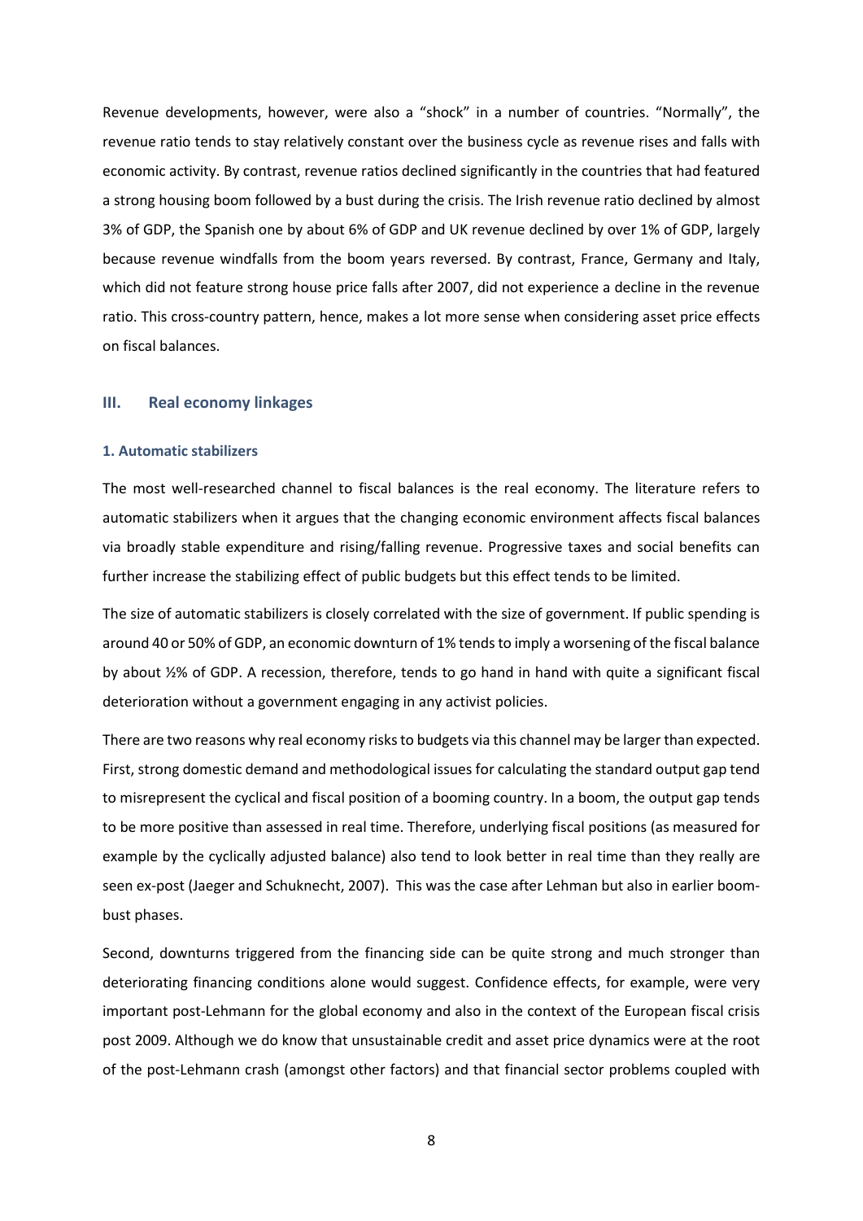Revenue developments, however, were also a "shock" in a number of countries. "Normally", the revenue ratio tends to stay relatively constant over the business cycle as revenue rises and falls with economic activity. By contrast, revenue ratios declined significantly in the countries that had featured a strong housing boom followed by a bust during the crisis. The Irish revenue ratio declined by almost 3% of GDP, the Spanish one by about 6% of GDP and UK revenue declined by over 1% of GDP, largely because revenue windfalls from the boom years reversed. By contrast, France, Germany and Italy, which did not feature strong house price falls after 2007, did not experience a decline in the revenue ratio. This cross-country pattern, hence, makes a lot more sense when considering asset price effects on fiscal balances.

## III. Real economy linkages

### 1. Automatic stabilizers

The most well-researched channel to fiscal balances is the real economy. The literature refers to automatic stabilizers when it argues that the changing economic environment affects fiscal balances via broadly stable expenditure and rising/falling revenue. Progressive taxes and social benefits can further increase the stabilizing effect of public budgets but this effect tends to be limited.

The size of automatic stabilizers is closely correlated with the size of government. If public spending is around 40 or 50% of GDP, an economic downturn of 1% tends to imply a worsening of the fiscal balance by about ½% of GDP. A recession, therefore, tends to go hand in hand with quite a significant fiscal deterioration without a government engaging in any activist policies.

There are two reasons why real economy risks to budgets via this channel may be larger than expected. First, strong domestic demand and methodological issues for calculating the standard output gap tend to misrepresent the cyclical and fiscal position of a booming country. In a boom, the output gap tends to be more positive than assessed in real time. Therefore, underlying fiscal positions (as measured for example by the cyclically adjusted balance) also tend to look better in real time than they really are seen ex-post (Jaeger and Schuknecht, 2007). This was the case after Lehman but also in earlier boom-bust phases.

Second, downturns triggered from the financing side can be quite strong and much stronger than deteriorating financing conditions alone would suggest. Confidence effects, for example, were very important post-Lehmann for the global economy and also in the context of the European fiscal crisis post 2009. Although we do know that unsustainable credit and asset price dynamics were at the root of the post-Lehmann crash (amongst other factors) and that financial sector problems coupled with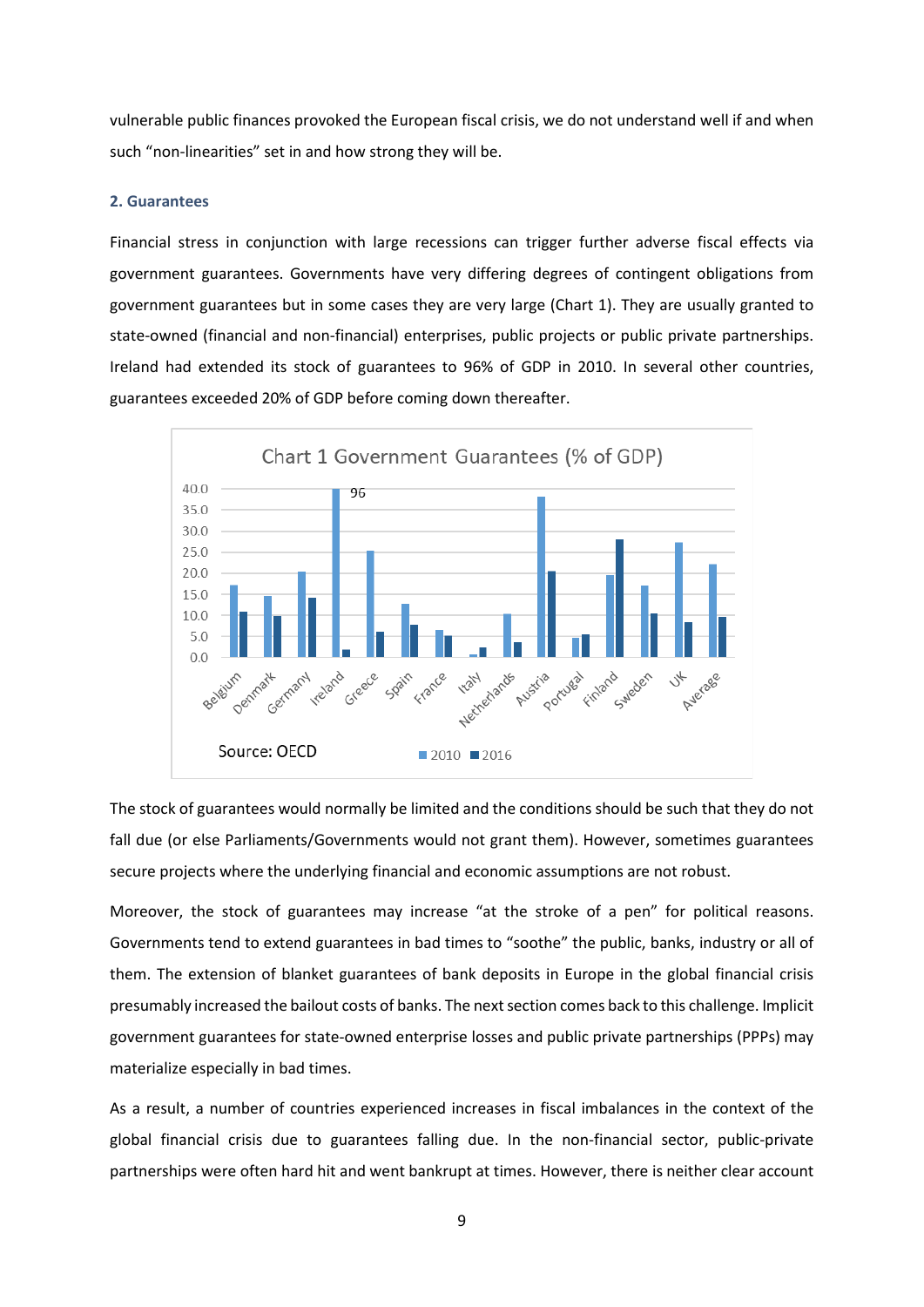vulnerable public finances provoked the European fiscal crisis, we do not understand well if and when such "non-linearities" set in and how strong they will be.

### 2. Guarantees

Financial stress in conjunction with large recessions can trigger further adverse fiscal effects via government guarantees. Governments have very differing degrees of contingent obligations from government guarantees but in some cases they are very large (Chart 1). They are usually granted to state-owned (financial and non-financial) enterprises, public projects or public private partnerships. Ireland had extended its stock of guarantees to 96% of GDP in 2010. In several other countries, guarantees exceeded 20% of GDP before coming down thereafter.

Chart 1 Government Guarantees (% of GDP)

Source: OECD

The stock of guarantees would normally be limited and the conditions should be such that they do not fall due (or else Parliaments/Governments would not grant them). However, sometimes guarantees secure projects where the underlying financial and economic assumptions are not robust.

Moreover, the stock of guarantees may increase "at the stroke of a pen" for political reasons. Governments tend to extend guarantees in bad times to "soothe" the public, banks, industry or all of them. The extension of blanket guarantees of bank deposits in Europe in the global financial crisis presumably increased the bailout costs of banks. The next section comes back to this challenge. Implicit government guarantees for state-owned enterprise losses and public private partnerships (PPPs) may materialize especially in bad times.

As a result, a number of countries experienced increases in fiscal imbalances in the context of the global financial crisis due to guarantees falling due. In the non-financial sector, public-private partnerships were often hard hit and went bankrupt at times. However, there is neither clear account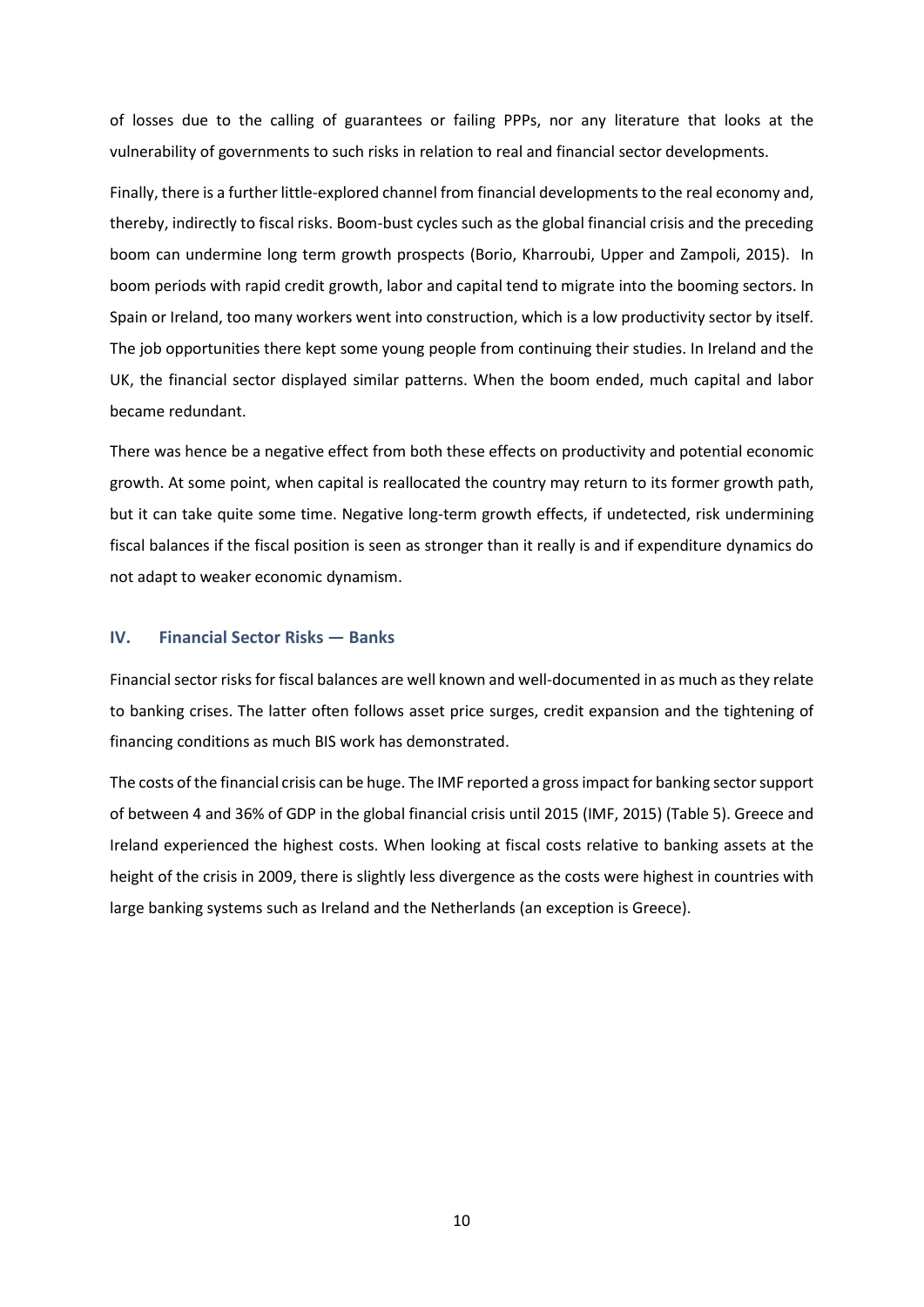of losses due to the calling of guarantees or failing PPPs, nor any literature that looks at the vulnerability of governments to such risks in relation to real and financial sector developments.

Finally, there is a further little-explored channel from financial developments to the real economy and, thereby, indirectly to fiscal risks. Boom-bust cycles such as the global financial crisis and the preceding boom can undermine long term growth prospects (Borio, Kharroubi, Upper and Zampoli, 2015). In boom periods with rapid credit growth, labor and capital tend to migrate into the booming sectors. In Spain or Ireland, too many workers went into construction, which is a low productivity sector by itself. The job opportunities there kept some young people from continuing their studies. In Ireland and the UK, the financial sector displayed similar patterns. When the boom ended, much capital and labor became redundant.

There was hence be a negative effect from both these effects on productivity and potential economic growth. At some point, when capital is reallocated the country may return to its former growth path, but it can take quite some time. Negative long-term growth effects, if undetected, risk undermining fiscal balances if the fiscal position is seen as stronger than it really is and if expenditure dynamics do not adapt to weaker economic dynamism.

## IV. Financial Sector Risks — Banks

Financial sector risks for fiscal balances are well known and well-documented in as much as they relate to banking crises. The latter often follows asset price surges, credit expansion and the tightening of financing conditions as much BIS work has demonstrated.

The costs of the financial crisis can be huge. The IMF reported a gross impact for banking sector support of between 4 and 36% of GDP in the global financial crisis until 2015 (IMF, 2015) (Table 5). Greece and Ireland experienced the highest costs. When looking at fiscal costs relative to banking assets at the height of the crisis in 2009, there is slightly less divergence as the costs were highest in countries with large banking systems such as Ireland and the Netherlands (an exception is Greece).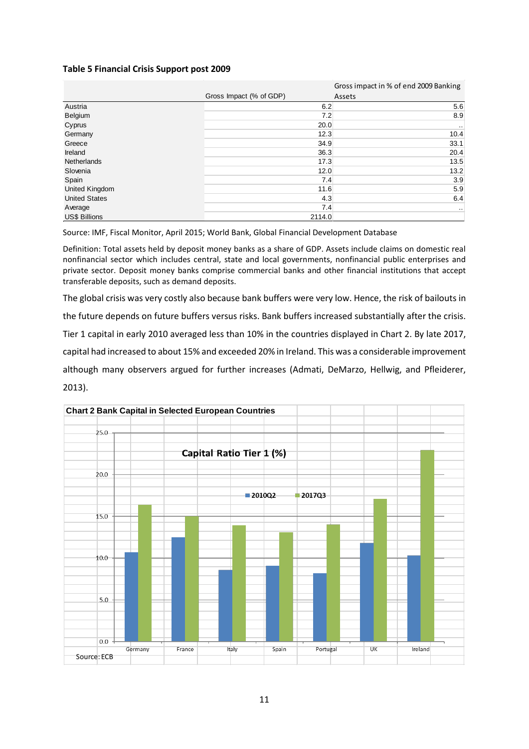**Table 5 Financial Crisis Support post 2009**

| | Gross Impact (% of GDP) | Gross impact in % of end 2009 Banking Assets |
|---|---|---|
| Austria | 6.2 | 5.6 |
| Belgium | 7.2 | 8.9 |
| Cyprus | 20.0 | .. |
| Germany | 12.3 | 10.4 |
| Greece | 34.9 | 33.1 |
| Ireland | 36.3 | 20.4 |
| Netherlands | 17.3 | 13.5 |
| Slovenia | 12.0 | 13.2 |
| Spain | 7.4 | 3.9 |
| United Kingdom | 11.6 | 5.9 |
| United States | 4.3 | 6.4 |
| Average | 7.4 | .. |
| US$ Billions | 2114.0 | |

Source: IMF, Fiscal Monitor, April 2015; World Bank, Global Financial Development Database

Definition: Total assets held by deposit money banks as a share of GDP. Assets include claims on domestic real nonfinancial sector which includes central, state and local governments, nonfinancial public enterprises and private sector. Deposit money banks comprise commercial banks and other financial institutions that accept transferable deposits, such as demand deposits.

The global crisis was very costly also because bank buffers were very low. Hence, the risk of bailouts in the future depends on future buffers versus risks. Bank buffers increased substantially after the crisis. Tier 1 capital in early 2010 averaged less than 10% in the countries displayed in Chart 2. By late 2017, capital had increased to about 15% and exceeded 20% in Ireland. This was a considerable improvement although many observers argued for further increases (Admati, DeMarzo, Hellwig, and Pfleiderer, 2013).

**Chart 2 Bank Capital in Selected European Countries**

Source: ECB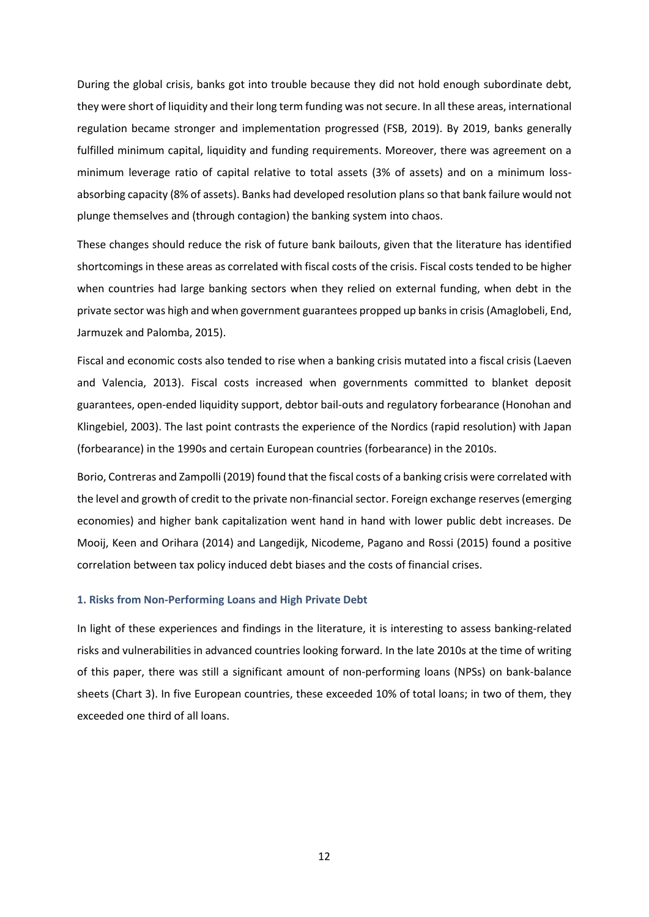During the global crisis, banks got into trouble because they did not hold enough subordinate debt, they were short of liquidity and their long term funding was not secure. In all these areas, international regulation became stronger and implementation progressed (FSB, 2019). By 2019, banks generally fulfilled minimum capital, liquidity and funding requirements. Moreover, there was agreement on a minimum leverage ratio of capital relative to total assets (3% of assets) and on a minimum loss-absorbing capacity (8% of assets). Banks had developed resolution plans so that bank failure would not plunge themselves and (through contagion) the banking system into chaos.

These changes should reduce the risk of future bank bailouts, given that the literature has identified shortcomings in these areas as correlated with fiscal costs of the crisis. Fiscal costs tended to be higher when countries had large banking sectors when they relied on external funding, when debt in the private sector was high and when government guarantees propped up banks in crisis (Amaglobeli, End, Jarmuzek and Palomba, 2015).

Fiscal and economic costs also tended to rise when a banking crisis mutated into a fiscal crisis (Laeven and Valencia, 2013). Fiscal costs increased when governments committed to blanket deposit guarantees, open-ended liquidity support, debtor bail-outs and regulatory forbearance (Honohan and Klingebiel, 2003). The last point contrasts the experience of the Nordics (rapid resolution) with Japan (forbearance) in the 1990s and certain European countries (forbearance) in the 2010s.

Borio, Contreras and Zampolli (2019) found that the fiscal costs of a banking crisis were correlated with the level and growth of credit to the private non-financial sector. Foreign exchange reserves (emerging economies) and higher bank capitalization went hand in hand with lower public debt increases. De Mooij, Keen and Orihara (2014) and Langedijk, Nicodeme, Pagano and Rossi (2015) found a positive correlation between tax policy induced debt biases and the costs of financial crises.

### 1. Risks from Non-Performing Loans and High Private Debt

In light of these experiences and findings in the literature, it is interesting to assess banking-related risks and vulnerabilities in advanced countries looking forward. In the late 2010s at the time of writing of this paper, there was still a significant amount of non-performing loans (NPSs) on bank-balance sheets (Chart 3). In five European countries, these exceeded 10% of total loans; in two of them, they exceeded one third of all loans.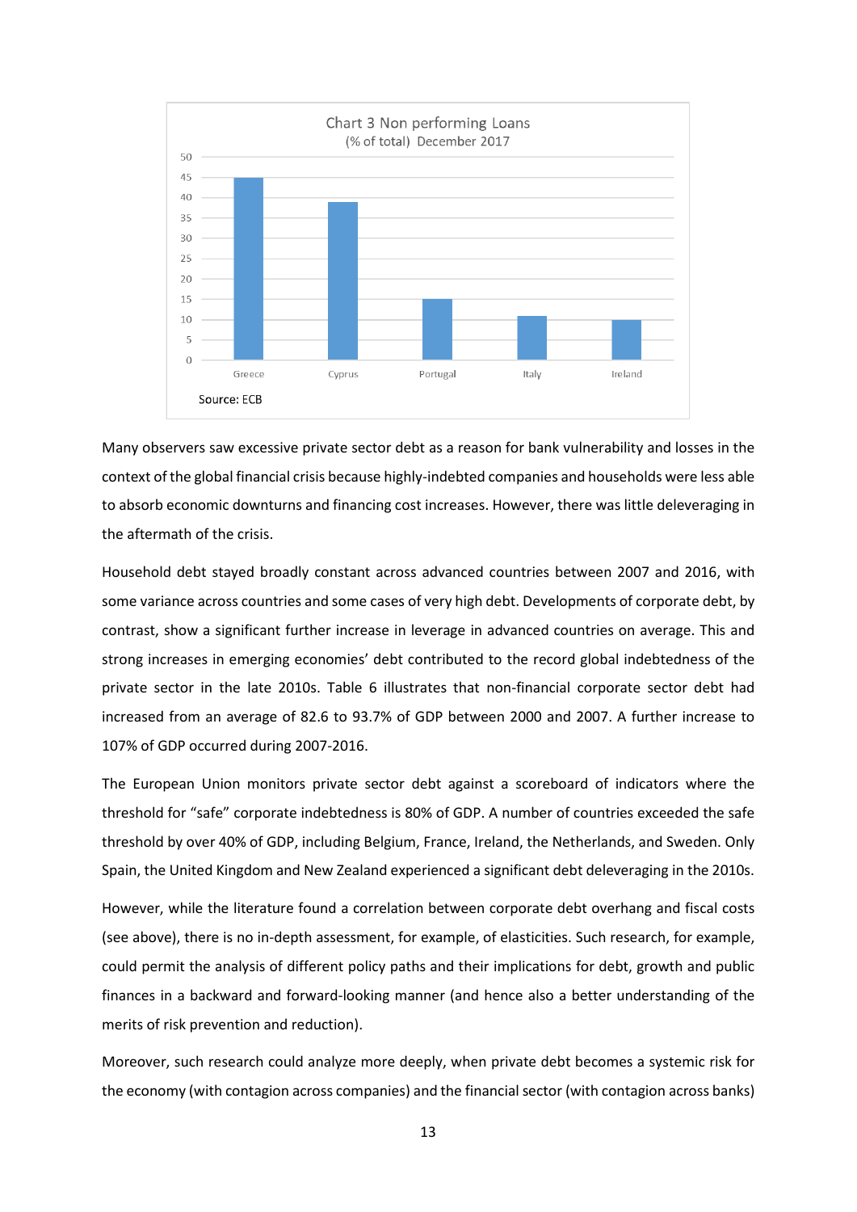Chart 3 Non performing Loans
(% of total) December 2017

Source: ECB

Many observers saw excessive private sector debt as a reason for bank vulnerability and losses in the context of the global financial crisis because highly-indebted companies and households were less able to absorb economic downturns and financing cost increases. However, there was little deleveraging in the aftermath of the crisis.

Household debt stayed broadly constant across advanced countries between 2007 and 2016, with some variance across countries and some cases of very high debt. Developments of corporate debt, by contrast, show a significant further increase in leverage in advanced countries on average. This and strong increases in emerging economies' debt contributed to the record global indebtedness of the private sector in the late 2010s. Table 6 illustrates that non-financial corporate sector debt had increased from an average of 82.6 to 93.7% of GDP between 2000 and 2007. A further increase to 107% of GDP occurred during 2007-2016.

The European Union monitors private sector debt against a scoreboard of indicators where the threshold for "safe" corporate indebtedness is 80% of GDP. A number of countries exceeded the safe threshold by over 40% of GDP, including Belgium, France, Ireland, the Netherlands, and Sweden. Only Spain, the United Kingdom and New Zealand experienced a significant debt deleveraging in the 2010s.

However, while the literature found a correlation between corporate debt overhang and fiscal costs (see above), there is no in-depth assessment, for example, of elasticities. Such research, for example, could permit the analysis of different policy paths and their implications for debt, growth and public finances in a backward and forward-looking manner (and hence also a better understanding of the merits of risk prevention and reduction).

Moreover, such research could analyze more deeply, when private debt becomes a systemic risk for the economy (with contagion across companies) and the financial sector (with contagion across banks)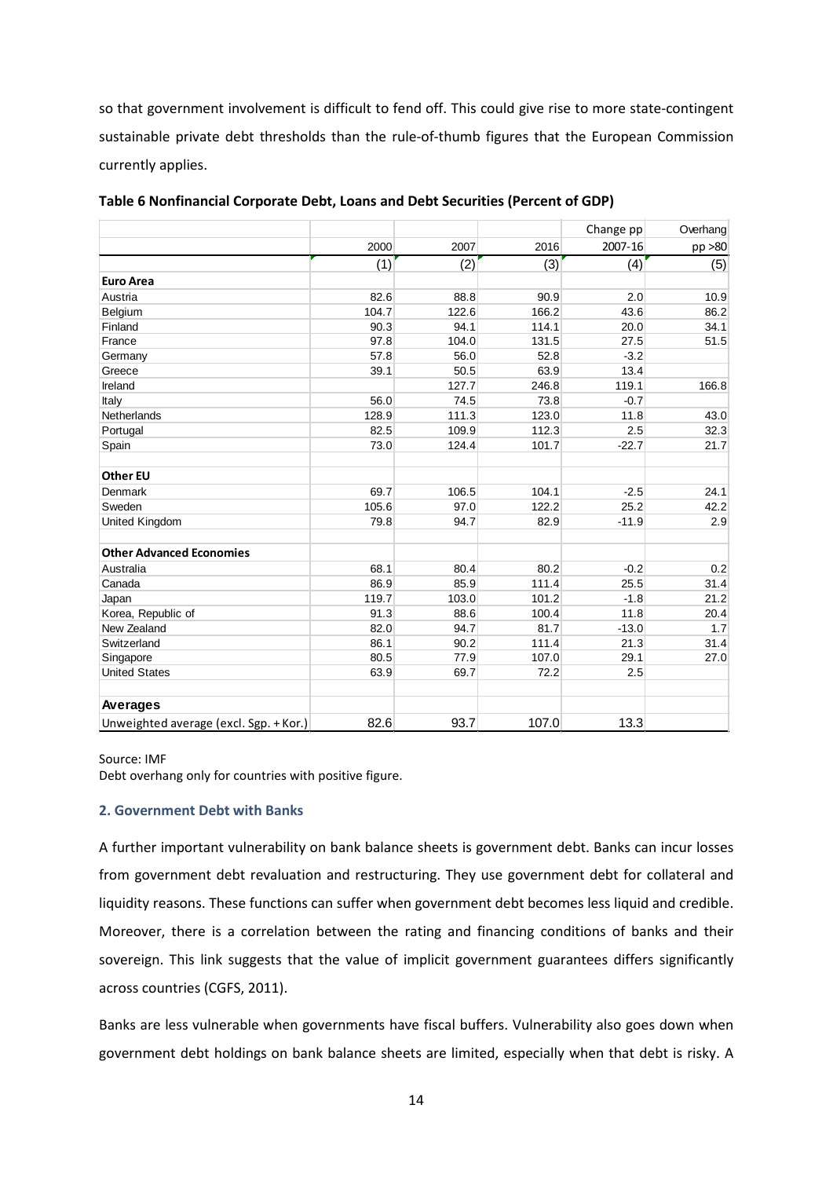so that government involvement is difficult to fend off. This could give rise to more state-contingent sustainable private debt thresholds than the rule-of-thumb figures that the European Commission currently applies.

**Table 6 Nonfinancial Corporate Debt, Loans and Debt Securities (Percent of GDP)**

| | | | | Change pp | Overhang |
|---|---|---|---|---|---|
| | 2000 | 2007 | 2016 | 2007-16 | pp >80 |
| | (1) | (2) | (3) | (4) | (5) |
| **Euro Area** | | | | | |
| Austria | 82.6 | 88.8 | 90.9 | 2.0 | 10.9 |
| Belgium | 104.7 | 122.6 | 166.2 | 43.6 | 86.2 |
| Finland | 90.3 | 94.1 | 114.1 | 20.0 | 34.1 |
| France | 97.8 | 104.0 | 131.5 | 27.5 | 51.5 |
| Germany | 57.8 | 56.0 | 52.8 | -3.2 | |
| Greece | 39.1 | 50.5 | 63.9 | 13.4 | |
| Ireland | | 127.7 | 246.8 | 119.1 | 166.8 |
| Italy | 56.0 | 74.5 | 73.8 | -0.7 | |
| Netherlands | 128.9 | 111.3 | 123.0 | 11.8 | 43.0 |
| Portugal | 82.5 | 109.9 | 112.3 | 2.5 | 32.3 |
| Spain | 73.0 | 124.4 | 101.7 | -22.7 | 21.7 |
| | | | | | |
| **Other EU** | | | | | |
| Denmark | 69.7 | 106.5 | 104.1 | -2.5 | 24.1 |
| Sweden | 105.6 | 97.0 | 122.2 | 25.2 | 42.2 |
| United Kingdom | 79.8 | 94.7 | 82.9 | -11.9 | 2.9 |
| | | | | | |
| **Other Advanced Economies** | | | | | |
| Australia | 68.1 | 80.4 | 80.2 | -0.2 | 0.2 |
| Canada | 86.9 | 85.9 | 111.4 | 25.5 | 31.4 |
| Japan | 119.7 | 103.0 | 101.2 | -1.8 | 21.2 |
| Korea, Republic of | 91.3 | 88.6 | 100.4 | 11.8 | 20.4 |
| New Zealand | 82.0 | 94.7 | 81.7 | -13.0 | 1.7 |
| Switzerland | 86.1 | 90.2 | 111.4 | 21.3 | 31.4 |
| Singapore | 80.5 | 77.9 | 107.0 | 29.1 | 27.0 |
| United States | 63.9 | 69.7 | 72.2 | 2.5 | |
| | | | | | |
| **Averages** | | | | | |
| Unweighted average (excl. Sgp. + Kor.) | 82.6 | 93.7 | 107.0 | 13.3 | |

Source: IMF

Debt overhang only for countries with positive figure.

### 2. Government Debt with Banks

A further important vulnerability on bank balance sheets is government debt. Banks can incur losses from government debt revaluation and restructuring. They use government debt for collateral and liquidity reasons. These functions can suffer when government debt becomes less liquid and credible. Moreover, there is a correlation between the rating and financing conditions of banks and their sovereign. This link suggests that the value of implicit government guarantees differs significantly across countries (CGFS, 2011).

Banks are less vulnerable when governments have fiscal buffers. Vulnerability also goes down when government debt holdings on bank balance sheets are limited, especially when that debt is risky. A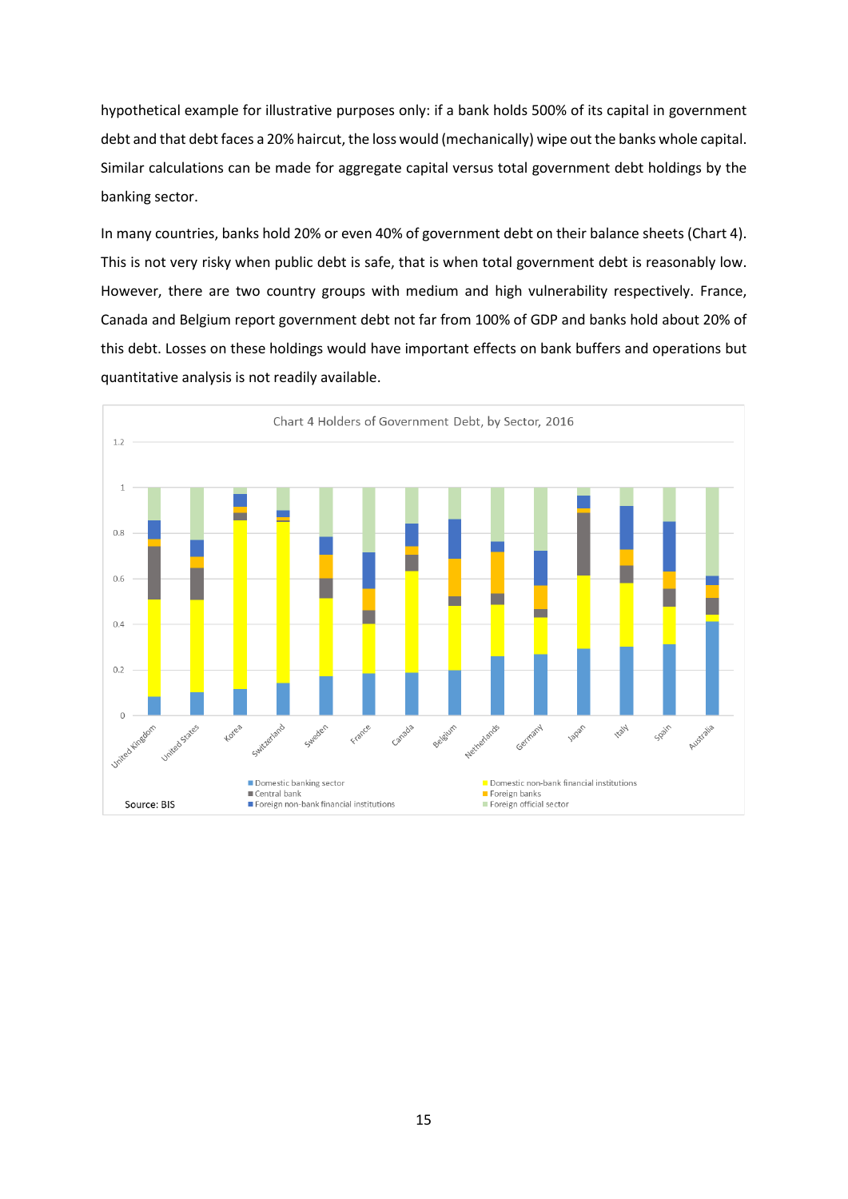hypothetical example for illustrative purposes only: if a bank holds 500% of its capital in government debt and that debt faces a 20% haircut, the loss would (mechanically) wipe out the banks whole capital. Similar calculations can be made for aggregate capital versus total government debt holdings by the banking sector.

In many countries, banks hold 20% or even 40% of government debt on their balance sheets (Chart 4). This is not very risky when public debt is safe, that is when total government debt is reasonably low. However, there are two country groups with medium and high vulnerability respectively. France, Canada and Belgium report government debt not far from 100% of GDP and banks hold about 20% of this debt. Losses on these holdings would have important effects on bank buffers and operations but quantitative analysis is not readily available.

Chart 4 Holders of Government Debt, by Sector, 2016

Source: BIS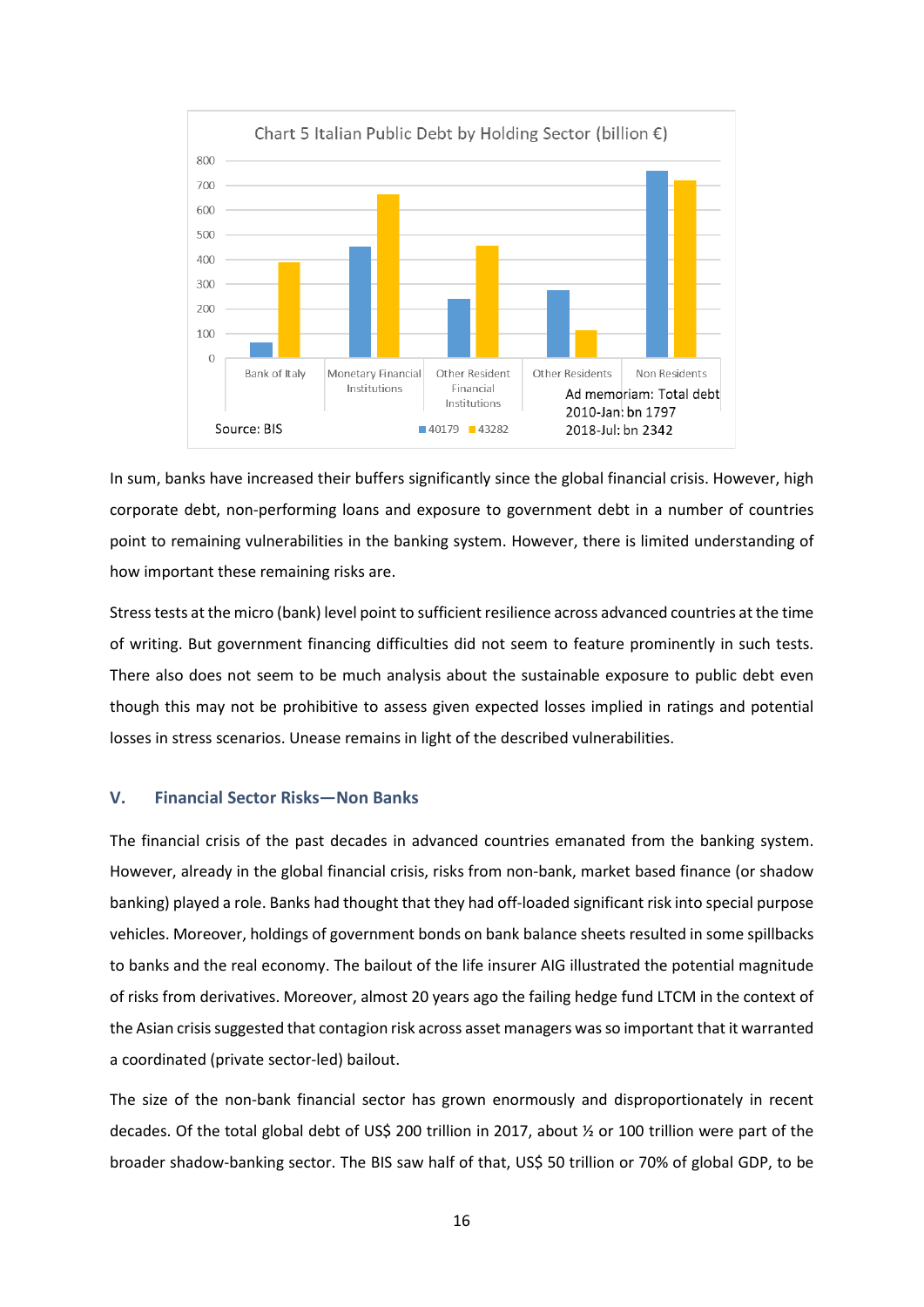Chart 5 Italian Public Debt by Holding Sector (billion €)

Source: BIS

Ad memoriam: Total debt
2010-Jan: bn 1797
2018-Jul: bn 2342

In sum, banks have increased their buffers significantly since the global financial crisis. However, high corporate debt, non-performing loans and exposure to government debt in a number of countries point to remaining vulnerabilities in the banking system. However, there is limited understanding of how important these remaining risks are.

Stress tests at the micro (bank) level point to sufficient resilience across advanced countries at the time of writing. But government financing difficulties did not seem to feature prominently in such tests. There also does not seem to be much analysis about the sustainable exposure to public debt even though this may not be prohibitive to assess given expected losses implied in ratings and potential losses in stress scenarios. Unease remains in light of the described vulnerabilities.

## V. Financial Sector Risks—Non Banks

The financial crisis of the past decades in advanced countries emanated from the banking system. However, already in the global financial crisis, risks from non-bank, market based finance (or shadow banking) played a role. Banks had thought that they had off-loaded significant risk into special purpose vehicles. Moreover, holdings of government bonds on bank balance sheets resulted in some spillbacks to banks and the real economy. The bailout of the life insurer AIG illustrated the potential magnitude of risks from derivatives. Moreover, almost 20 years ago the failing hedge fund LTCM in the context of the Asian crisis suggested that contagion risk across asset managers was so important that it warranted a coordinated (private sector-led) bailout.

The size of the non-bank financial sector has grown enormously and disproportionately in recent decades. Of the total global debt of US$ 200 trillion in 2017, about ½ or 100 trillion were part of the broader shadow-banking sector. The BIS saw half of that, US$ 50 trillion or 70% of global GDP, to be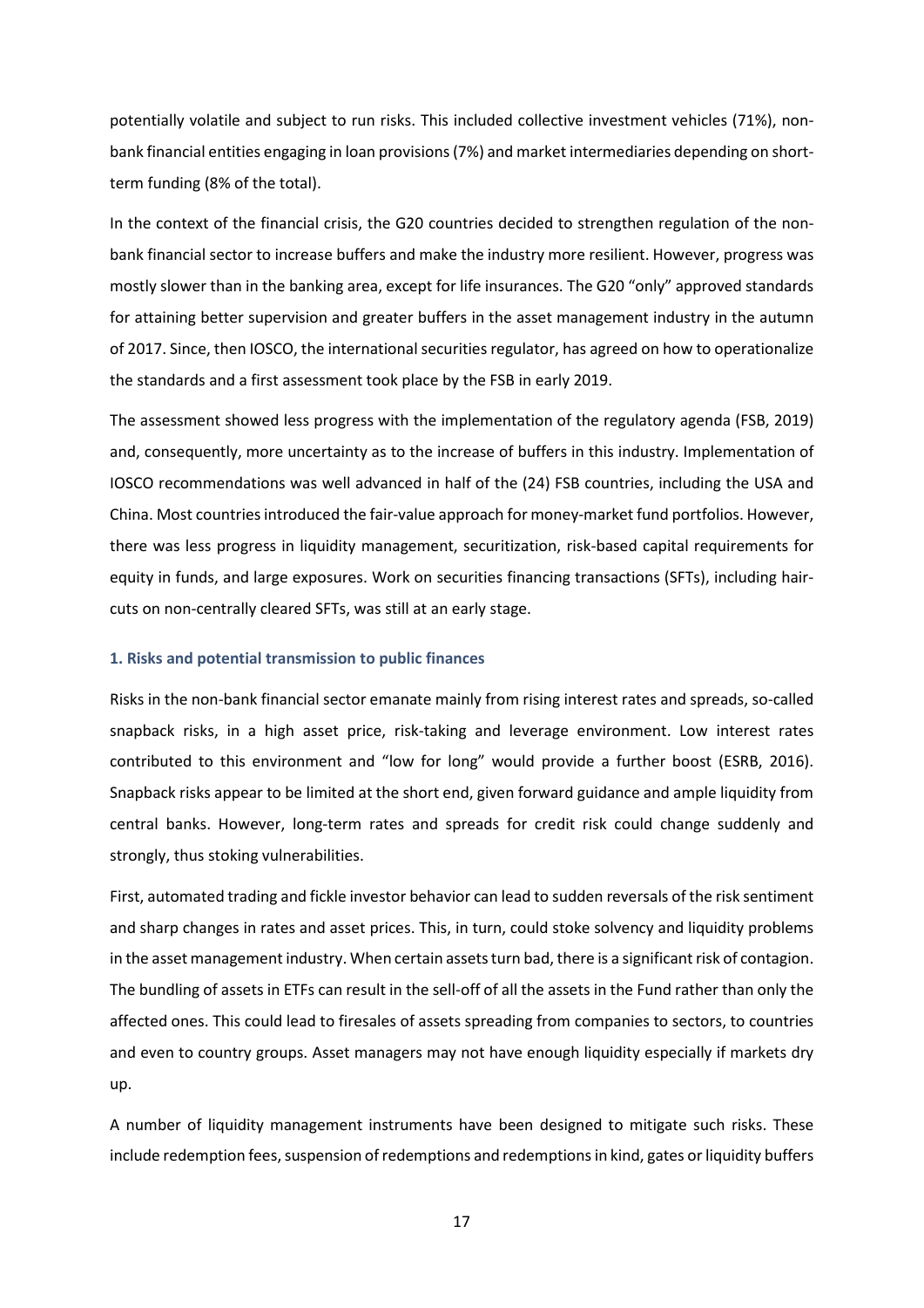potentially volatile and subject to run risks. This included collective investment vehicles (71%), non-bank financial entities engaging in loan provisions (7%) and market intermediaries depending on short-term funding (8% of the total).

In the context of the financial crisis, the G20 countries decided to strengthen regulation of the non-bank financial sector to increase buffers and make the industry more resilient. However, progress was mostly slower than in the banking area, except for life insurances. The G20 "only" approved standards for attaining better supervision and greater buffers in the asset management industry in the autumn of 2017. Since, then IOSCO, the international securities regulator, has agreed on how to operationalize the standards and a first assessment took place by the FSB in early 2019.

The assessment showed less progress with the implementation of the regulatory agenda (FSB, 2019) and, consequently, more uncertainty as to the increase of buffers in this industry. Implementation of IOSCO recommendations was well advanced in half of the (24) FSB countries, including the USA and China. Most countries introduced the fair-value approach for money-market fund portfolios. However, there was less progress in liquidity management, securitization, risk-based capital requirements for equity in funds, and large exposures. Work on securities financing transactions (SFTs), including hair-cuts on non-centrally cleared SFTs, was still at an early stage.

### 1. Risks and potential transmission to public finances

Risks in the non-bank financial sector emanate mainly from rising interest rates and spreads, so-called snapback risks, in a high asset price, risk-taking and leverage environment. Low interest rates contributed to this environment and "low for long" would provide a further boost (ESRB, 2016). Snapback risks appear to be limited at the short end, given forward guidance and ample liquidity from central banks. However, long-term rates and spreads for credit risk could change suddenly and strongly, thus stoking vulnerabilities.

First, automated trading and fickle investor behavior can lead to sudden reversals of the risk sentiment and sharp changes in rates and asset prices. This, in turn, could stoke solvency and liquidity problems in the asset management industry. When certain assets turn bad, there is a significant risk of contagion. The bundling of assets in ETFs can result in the sell-off of all the assets in the Fund rather than only the affected ones. This could lead to firesales of assets spreading from companies to sectors, to countries and even to country groups. Asset managers may not have enough liquidity especially if markets dry up.

A number of liquidity management instruments have been designed to mitigate such risks. These include redemption fees, suspension of redemptions and redemptions in kind, gates or liquidity buffers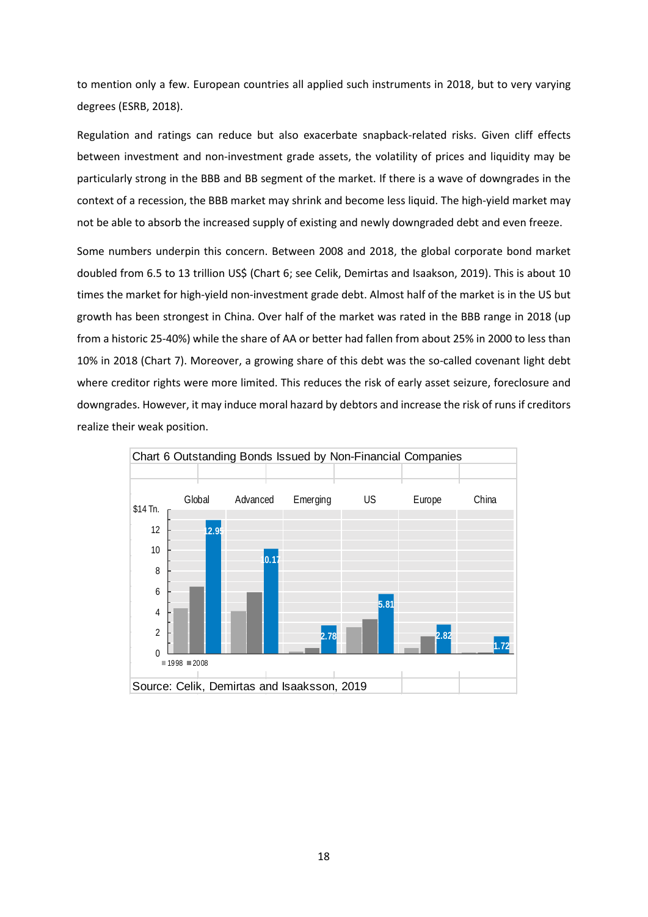to mention only a few. European countries all applied such instruments in 2018, but to very varying degrees (ESRB, 2018).

Regulation and ratings can reduce but also exacerbate snapback-related risks. Given cliff effects between investment and non-investment grade assets, the volatility of prices and liquidity may be particularly strong in the BBB and BB segment of the market. If there is a wave of downgrades in the context of a recession, the BBB market may shrink and become less liquid. The high-yield market may not be able to absorb the increased supply of existing and newly downgraded debt and even freeze.

Some numbers underpin this concern. Between 2008 and 2018, the global corporate bond market doubled from 6.5 to 13 trillion US$ (Chart 6; see Celik, Demirtas and Isaakson, 2019). This is about 10 times the market for high-yield non-investment grade debt. Almost half of the market is in the US but growth has been strongest in China. Over half of the market was rated in the BBB range in 2018 (up from a historic 25-40%) while the share of AA or better had fallen from about 25% in 2000 to less than 10% in 2018 (Chart 7). Moreover, a growing share of this debt was the so-called covenant light debt where creditor rights were more limited. This reduces the risk of early asset seizure, foreclosure and downgrades. However, it may induce moral hazard by debtors and increase the risk of runs if creditors realize their weak position.

Chart 6 Outstanding Bonds Issued by Non-Financial Companies

| $14 Tn. | Global | Advanced | Emerging | US | Europe | China |
|---|---|---|---|---|---|---|
| 2018 | 12.95 | 10.17 | 2.78 | 5.81 | 2.82 | 1.72 |

Source: Celik, Demirtas and Isaaksson, 2019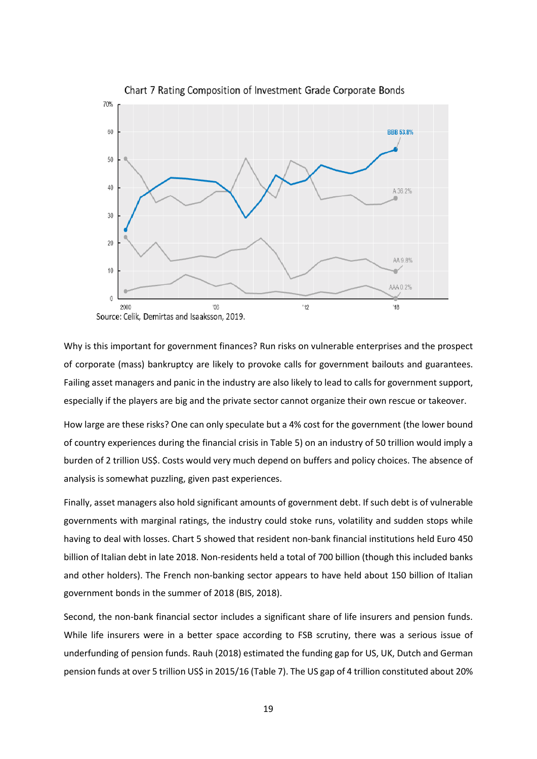Chart 7 Rating Composition of Investment Grade Corporate Bonds

Source: Celik, Demirtas and Isaaksson, 2019.

Why is this important for government finances? Run risks on vulnerable enterprises and the prospect of corporate (mass) bankruptcy are likely to provoke calls for government bailouts and guarantees. Failing asset managers and panic in the industry are also likely to lead to calls for government support, especially if the players are big and the private sector cannot organize their own rescue or takeover.

How large are these risks? One can only speculate but a 4% cost for the government (the lower bound of country experiences during the financial crisis in Table 5) on an industry of 50 trillion would imply a burden of 2 trillion US$. Costs would very much depend on buffers and policy choices. The absence of analysis is somewhat puzzling, given past experiences.

Finally, asset managers also hold significant amounts of government debt. If such debt is of vulnerable governments with marginal ratings, the industry could stoke runs, volatility and sudden stops while having to deal with losses. Chart 5 showed that resident non-bank financial institutions held Euro 450 billion of Italian debt in late 2018. Non-residents held a total of 700 billion (though this included banks and other holders). The French non-banking sector appears to have held about 150 billion of Italian government bonds in the summer of 2018 (BIS, 2018).

Second, the non-bank financial sector includes a significant share of life insurers and pension funds. While life insurers were in a better space according to FSB scrutiny, there was a serious issue of underfunding of pension funds. Rauh (2018) estimated the funding gap for US, UK, Dutch and German pension funds at over 5 trillion US$ in 2015/16 (Table 7). The US gap of 4 trillion constituted about 20%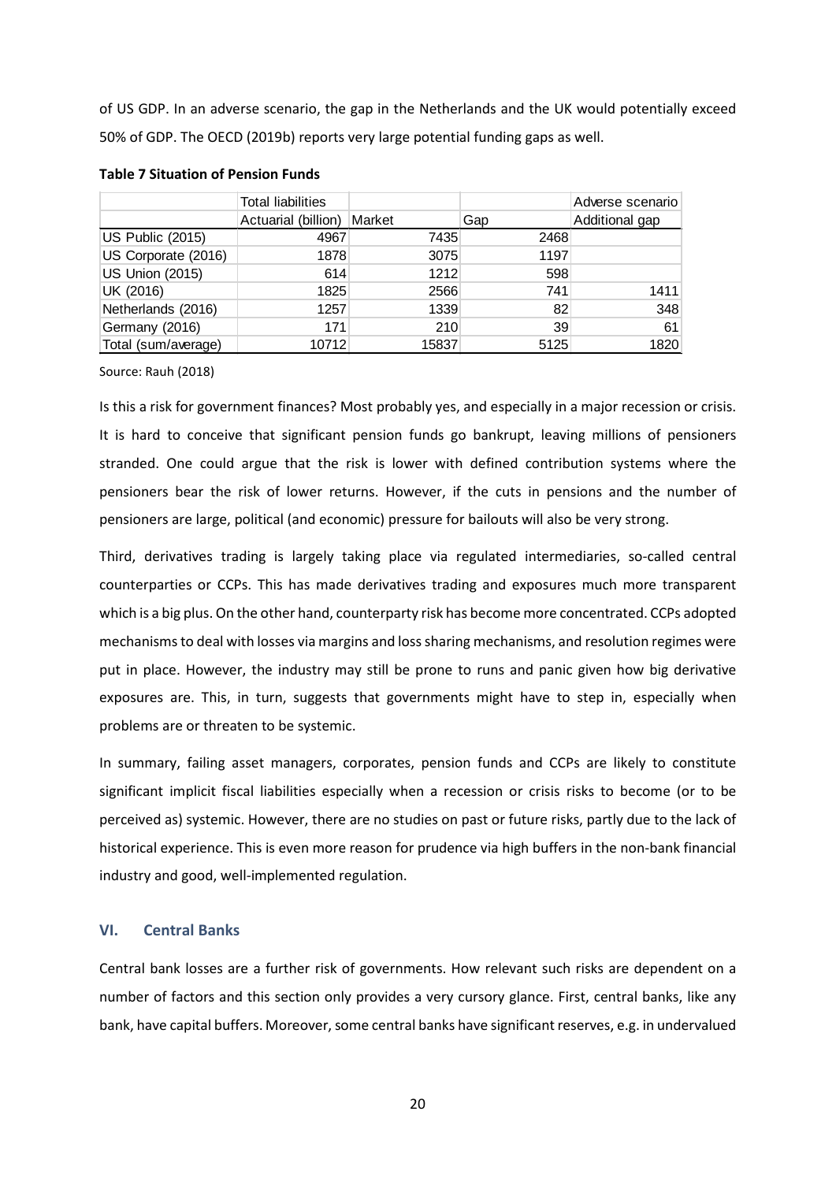of US GDP. In an adverse scenario, the gap in the Netherlands and the UK would potentially exceed 50% of GDP. The OECD (2019b) reports very large potential funding gaps as well.

**Table 7 Situation of Pension Funds**

| | Total liabilities | | | Adverse scenario |
|---|---|---|---|---|
| | Actuarial (billion) | Market | Gap | Additional gap |
| US Public (2015) | 4967 | 7435 | 2468 | |
| US Corporate (2016) | 1878 | 3075 | 1197 | |
| US Union (2015) | 614 | 1212 | 598 | |
| UK (2016) | 1825 | 2566 | 741 | 1411 |
| Netherlands (2016) | 1257 | 1339 | 82 | 348 |
| Germany (2016) | 171 | 210 | 39 | 61 |
| Total (sum/average) | 10712 | 15837 | 5125 | 1820 |

Source: Rauh (2018)

Is this a risk for government finances? Most probably yes, and especially in a major recession or crisis. It is hard to conceive that significant pension funds go bankrupt, leaving millions of pensioners stranded. One could argue that the risk is lower with defined contribution systems where the pensioners bear the risk of lower returns. However, if the cuts in pensions and the number of pensioners are large, political (and economic) pressure for bailouts will also be very strong.

Third, derivatives trading is largely taking place via regulated intermediaries, so-called central counterparties or CCPs. This has made derivatives trading and exposures much more transparent which is a big plus. On the other hand, counterparty risk has become more concentrated. CCPs adopted mechanisms to deal with losses via margins and loss sharing mechanisms, and resolution regimes were put in place. However, the industry may still be prone to runs and panic given how big derivative exposures are. This, in turn, suggests that governments might have to step in, especially when problems are or threaten to be systemic.

In summary, failing asset managers, corporates, pension funds and CCPs are likely to constitute significant implicit fiscal liabilities especially when a recession or crisis risks to become (or to be perceived as) systemic. However, there are no studies on past or future risks, partly due to the lack of historical experience. This is even more reason for prudence via high buffers in the non-bank financial industry and good, well-implemented regulation.

## VI. Central Banks

Central bank losses are a further risk of governments. How relevant such risks are dependent on a number of factors and this section only provides a very cursory glance. First, central banks, like any bank, have capital buffers. Moreover, some central banks have significant reserves, e.g. in undervalued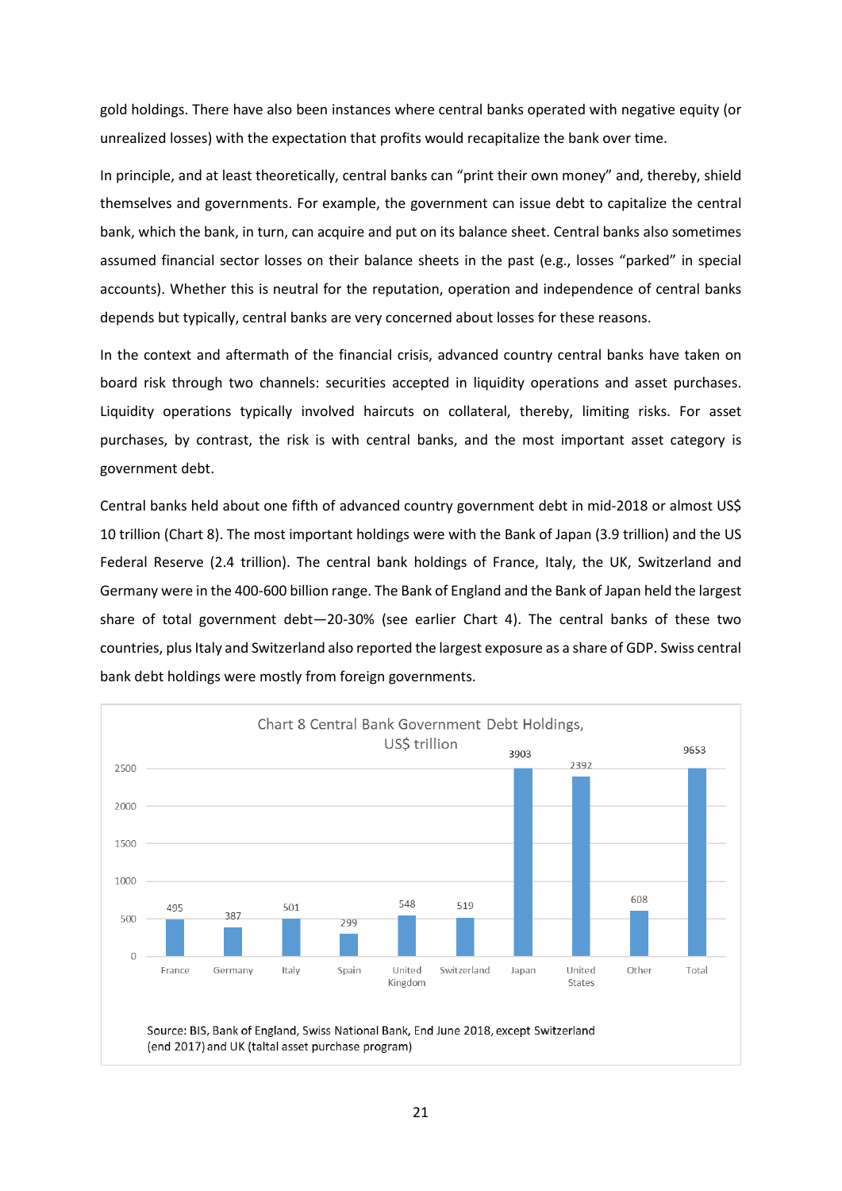gold holdings. There have also been instances where central banks operated with negative equity (or unrealized losses) with the expectation that profits would recapitalize the bank over time.

In principle, and at least theoretically, central banks can "print their own money" and, thereby, shield themselves and governments. For example, the government can issue debt to capitalize the central bank, which the bank, in turn, can acquire and put on its balance sheet. Central banks also sometimes assumed financial sector losses on their balance sheets in the past (e.g., losses "parked" in special accounts). Whether this is neutral for the reputation, operation and independence of central banks depends but typically, central banks are very concerned about losses for these reasons.

In the context and aftermath of the financial crisis, advanced country central banks have taken on board risk through two channels: securities accepted in liquidity operations and asset purchases. Liquidity operations typically involved haircuts on collateral, thereby, limiting risks. For asset purchases, by contrast, the risk is with central banks, and the most important asset category is government debt.

Central banks held about one fifth of advanced country government debt in mid-2018 or almost US$ 10 trillion (Chart 8). The most important holdings were with the Bank of Japan (3.9 trillion) and the US Federal Reserve (2.4 trillion). The central bank holdings of France, Italy, the UK, Switzerland and Germany were in the 400-600 billion range. The Bank of England and the Bank of Japan held the largest share of total government debt—20-30% (see earlier Chart 4). The central banks of these two countries, plus Italy and Switzerland also reported the largest exposure as a share of GDP. Swiss central bank debt holdings were mostly from foreign governments.

Chart 8 Central Bank Government Debt Holdings, US$ trillion

| France | Germany | Italy | Spain | United Kingdom | Switzerland | Japan | United States | Other | Total |
|---|---|---|---|---|---|---|---|---|---|
| 495 | 387 | 501 | 299 | 548 | 519 | 3903 | 2392 | 608 | 9653 |

Source: BIS, Bank of England, Swiss National Bank, End June 2018, except Switzerland (end 2017) and UK (taltal asset purchase program)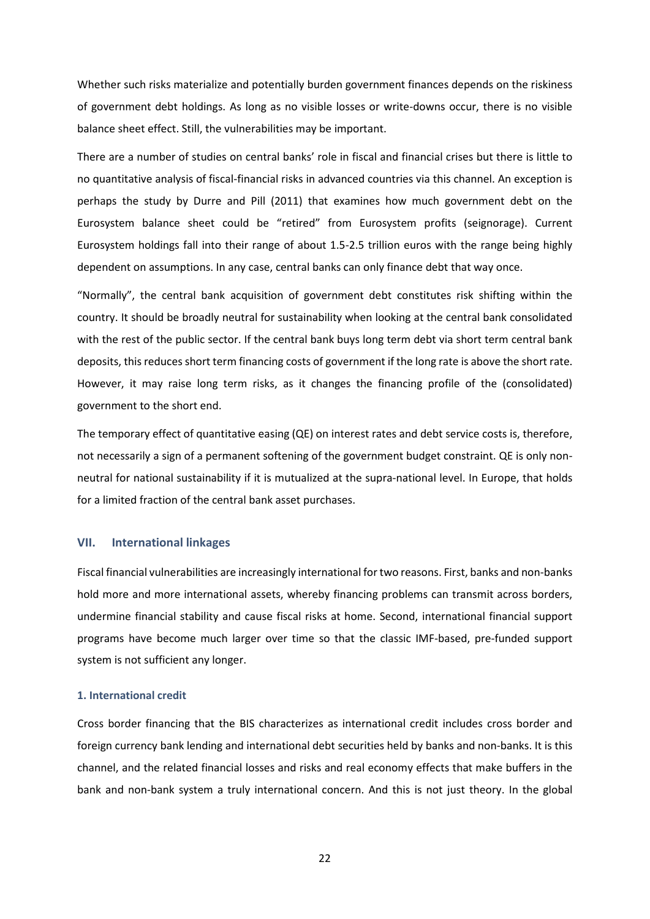Whether such risks materialize and potentially burden government finances depends on the riskiness of government debt holdings. As long as no visible losses or write-downs occur, there is no visible balance sheet effect. Still, the vulnerabilities may be important.

There are a number of studies on central banks' role in fiscal and financial crises but there is little to no quantitative analysis of fiscal-financial risks in advanced countries via this channel. An exception is perhaps the study by Durre and Pill (2011) that examines how much government debt on the Eurosystem balance sheet could be "retired" from Eurosystem profits (seignorage). Current Eurosystem holdings fall into their range of about 1.5-2.5 trillion euros with the range being highly dependent on assumptions. In any case, central banks can only finance debt that way once.

"Normally", the central bank acquisition of government debt constitutes risk shifting within the country. It should be broadly neutral for sustainability when looking at the central bank consolidated with the rest of the public sector. If the central bank buys long term debt via short term central bank deposits, this reduces short term financing costs of government if the long rate is above the short rate. However, it may raise long term risks, as it changes the financing profile of the (consolidated) government to the short end.

The temporary effect of quantitative easing (QE) on interest rates and debt service costs is, therefore, not necessarily a sign of a permanent softening of the government budget constraint. QE is only non-neutral for national sustainability if it is mutualized at the supra-national level. In Europe, that holds for a limited fraction of the central bank asset purchases.

## VII. International linkages

Fiscal financial vulnerabilities are increasingly international for two reasons. First, banks and non-banks hold more and more international assets, whereby financing problems can transmit across borders, undermine financial stability and cause fiscal risks at home. Second, international financial support programs have become much larger over time so that the classic IMF-based, pre-funded support system is not sufficient any longer.

### 1. International credit

Cross border financing that the BIS characterizes as international credit includes cross border and foreign currency bank lending and international debt securities held by banks and non-banks. It is this channel, and the related financial losses and risks and real economy effects that make buffers in the bank and non-bank system a truly international concern. And this is not just theory. In the global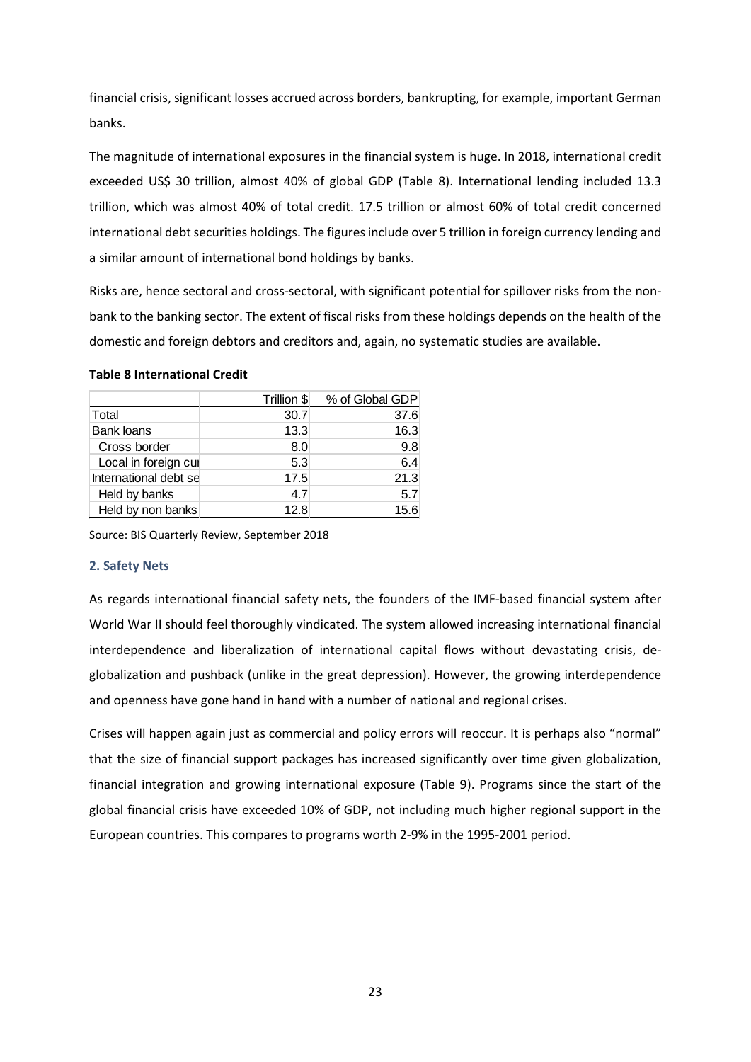financial crisis, significant losses accrued across borders, bankrupting, for example, important German banks.

The magnitude of international exposures in the financial system is huge. In 2018, international credit exceeded US$ 30 trillion, almost 40% of global GDP (Table 8). International lending included 13.3 trillion, which was almost 40% of total credit. 17.5 trillion or almost 60% of total credit concerned international debt securities holdings. The figures include over 5 trillion in foreign currency lending and a similar amount of international bond holdings by banks.

Risks are, hence sectoral and cross-sectoral, with significant potential for spillover risks from the non-bank to the banking sector. The extent of fiscal risks from these holdings depends on the health of the domestic and foreign debtors and creditors and, again, no systematic studies are available.

**Table 8 International Credit**

| | Trillion $ | % of Global GDP |
|---|---|---|
| Total | 30.7 | 37.6 |
| Bank loans | 13.3 | 16.3 |
| Cross border | 8.0 | 9.8 |
| Local in foreign cu | 5.3 | 6.4 |
| International debt se | 17.5 | 21.3 |
| Held by banks | 4.7 | 5.7 |
| Held by non banks | 12.8 | 15.6 |

Source: BIS Quarterly Review, September 2018

### 2. Safety Nets

As regards international financial safety nets, the founders of the IMF-based financial system after World War II should feel thoroughly vindicated. The system allowed increasing international financial interdependence and liberalization of international capital flows without devastating crisis, de-globalization and pushback (unlike in the great depression). However, the growing interdependence and openness have gone hand in hand with a number of national and regional crises.

Crises will happen again just as commercial and policy errors will reoccur. It is perhaps also "normal" that the size of financial support packages has increased significantly over time given globalization, financial integration and growing international exposure (Table 9). Programs since the start of the global financial crisis have exceeded 10% of GDP, not including much higher regional support in the European countries. This compares to programs worth 2-9% in the 1995-2001 period.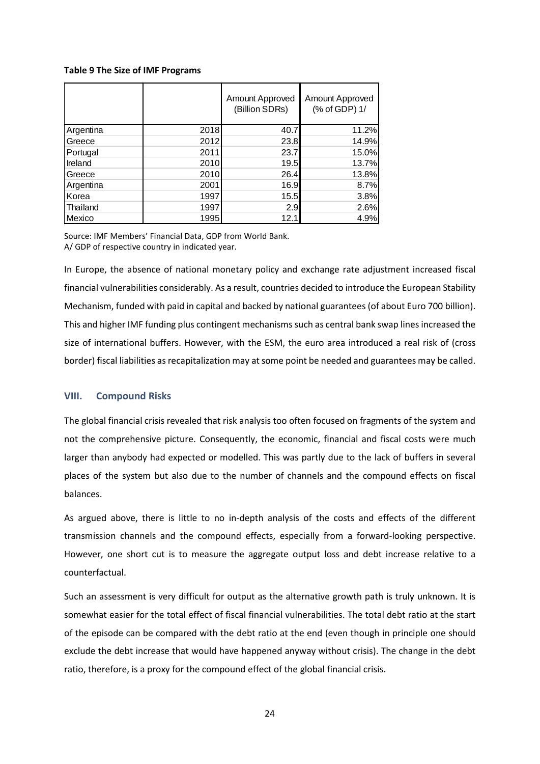**Table 9 The Size of IMF Programs**

| | | Amount Approved (Billion SDRs) | Amount Approved (% of GDP) 1/ |
|---|---|---|---|
| Argentina | 2018 | 40.7 | 11.2% |
| Greece | 2012 | 23.8 | 14.9% |
| Portugal | 2011 | 23.7 | 15.0% |
| Ireland | 2010 | 19.5 | 13.7% |
| Greece | 2010 | 26.4 | 13.8% |
| Argentina | 2001 | 16.9 | 8.7% |
| Korea | 1997 | 15.5 | 3.8% |
| Thailand | 1997 | 2.9 | 2.6% |
| Mexico | 1995 | 12.1 | 4.9% |

Source: IMF Members' Financial Data, GDP from World Bank.
A/ GDP of respective country in indicated year.

In Europe, the absence of national monetary policy and exchange rate adjustment increased fiscal financial vulnerabilities considerably. As a result, countries decided to introduce the European Stability Mechanism, funded with paid in capital and backed by national guarantees (of about Euro 700 billion). This and higher IMF funding plus contingent mechanisms such as central bank swap lines increased the size of international buffers. However, with the ESM, the euro area introduced a real risk of (cross border) fiscal liabilities as recapitalization may at some point be needed and guarantees may be called.

## VIII. Compound Risks

The global financial crisis revealed that risk analysis too often focused on fragments of the system and not the comprehensive picture. Consequently, the economic, financial and fiscal costs were much larger than anybody had expected or modelled. This was partly due to the lack of buffers in several places of the system but also due to the number of channels and the compound effects on fiscal balances.

As argued above, there is little to no in-depth analysis of the costs and effects of the different transmission channels and the compound effects, especially from a forward-looking perspective. However, one short cut is to measure the aggregate output loss and debt increase relative to a counterfactual.

Such an assessment is very difficult for output as the alternative growth path is truly unknown. It is somewhat easier for the total effect of fiscal financial vulnerabilities. The total debt ratio at the start of the episode can be compared with the debt ratio at the end (even though in principle one should exclude the debt increase that would have happened anyway without crisis). The change in the debt ratio, therefore, is a proxy for the compound effect of the global financial crisis.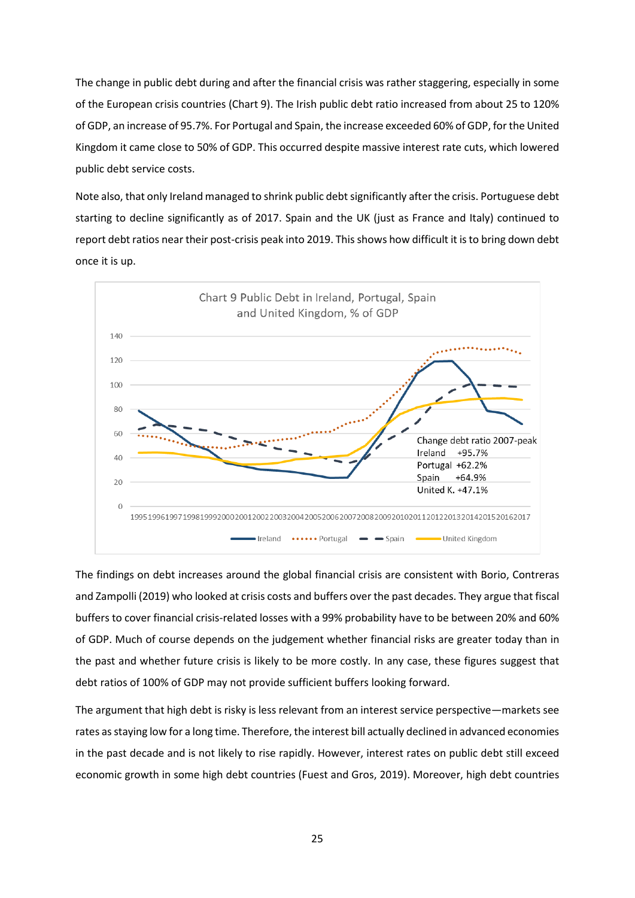The change in public debt during and after the financial crisis was rather staggering, especially in some of the European crisis countries (Chart 9). The Irish public debt ratio increased from about 25 to 120% of GDP, an increase of 95.7%. For Portugal and Spain, the increase exceeded 60% of GDP, for the United Kingdom it came close to 50% of GDP. This occurred despite massive interest rate cuts, which lowered public debt service costs.

Note also, that only Ireland managed to shrink public debt significantly after the crisis. Portuguese debt starting to decline significantly as of 2017. Spain and the UK (just as France and Italy) continued to report debt ratios near their post-crisis peak into 2019. This shows how difficult it is to bring down debt once it is up.

Chart 9 Public Debt in Ireland, Portugal, Spain and United Kingdom, % of GDP

Change debt ratio 2007-peak
Ireland +95.7%
Portugal +62.2%
Spain +64.9%
United K. +47.1%

The findings on debt increases around the global financial crisis are consistent with Borio, Contreras and Zampolli (2019) who looked at crisis costs and buffers over the past decades. They argue that fiscal buffers to cover financial crisis-related losses with a 99% probability have to be between 20% and 60% of GDP. Much of course depends on the judgement whether financial risks are greater today than in the past and whether future crisis is likely to be more costly. In any case, these figures suggest that debt ratios of 100% of GDP may not provide sufficient buffers looking forward.

The argument that high debt is risky is less relevant from an interest service perspective—markets see rates as staying low for a long time. Therefore, the interest bill actually declined in advanced economies in the past decade and is not likely to rise rapidly. However, interest rates on public debt still exceed economic growth in some high debt countries (Fuest and Gros, 2019). Moreover, high debt countries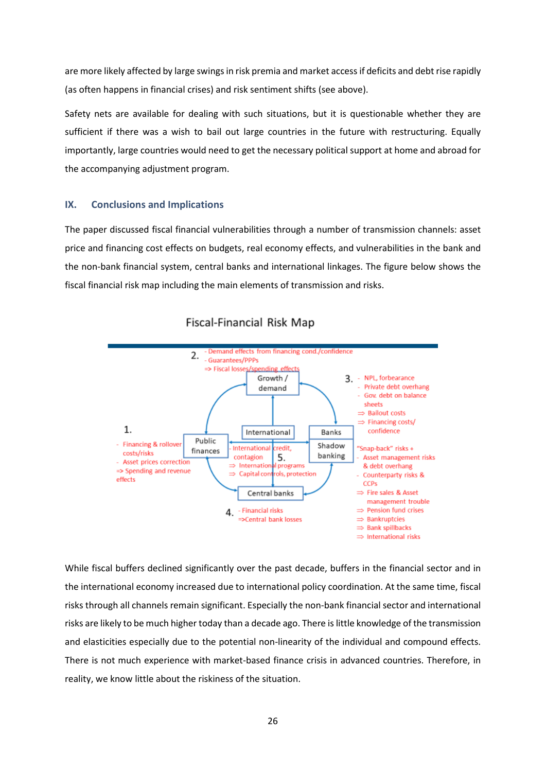are more likely affected by large swings in risk premia and market access if deficits and debt rise rapidly (as often happens in financial crises) and risk sentiment shifts (see above).

Safety nets are available for dealing with such situations, but it is questionable whether they are sufficient if there was a wish to bail out large countries in the future with restructuring. Equally importantly, large countries would need to get the necessary political support at home and abroad for the accompanying adjustment program.

## IX. Conclusions and Implications

The paper discussed fiscal financial vulnerabilities through a number of transmission channels: asset price and financing cost effects on budgets, real economy effects, and vulnerabilities in the bank and the non-bank financial system, central banks and international linkages. The figure below shows the fiscal financial risk map including the main elements of transmission and risks.

**Fiscal-Financial Risk Map**

Growth / demand — Public finances — International — Banks / Shadow banking — Central banks

1.
- Financing & rollover costs/risks
- Asset prices correction

=> Spending and revenue effects

2.
- Demand effects from financing cond./confidence
- Guarantees/PPPs

=> Fiscal losses/spending effects

3.
- NPL, forbearance
- Private debt overhang
- Gov. debt on balance sheets

⇒ Bailout costs

⇒ Financing costs/ confidence

"Snap-back" risks +
- Asset management risks & debt overhang
- Counterparty risks & CCPs

⇒ Fire sales & Asset management trouble

⇒ Pension fund crises

⇒ Bankruptcies

⇒ Bank spillbacks

⇒ International risks

4.
- Financial risks

=>Central bank losses

5.
- International credit, contagion

⇒ International programs

⇒ Capital controls, protection

While fiscal buffers declined significantly over the past decade, buffers in the financial sector and in the international economy increased due to international policy coordination. At the same time, fiscal risks through all channels remain significant. Especially the non-bank financial sector and international risks are likely to be much higher today than a decade ago. There is little knowledge of the transmission and elasticities especially due to the potential non-linearity of the individual and compound effects. There is not much experience with market-based finance crisis in advanced countries. Therefore, in reality, we know little about the riskiness of the situation.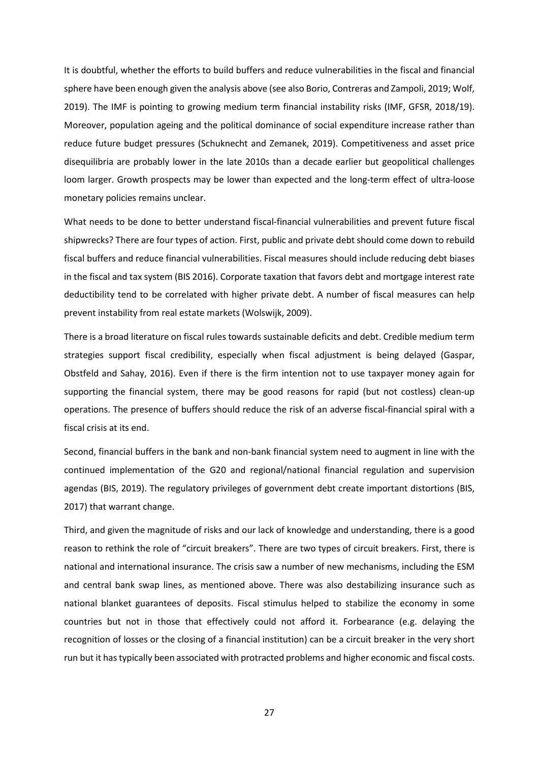It is doubtful, whether the efforts to build buffers and reduce vulnerabilities in the fiscal and financial sphere have been enough given the analysis above (see also Borio, Contreras and Zampoli, 2019; Wolf, 2019). The IMF is pointing to growing medium term financial instability risks (IMF, GFSR, 2018/19). Moreover, population ageing and the political dominance of social expenditure increase rather than reduce future budget pressures (Schuknecht and Zemanek, 2019). Competitiveness and asset price disequilibria are probably lower in the late 2010s than a decade earlier but geopolitical challenges loom larger. Growth prospects may be lower than expected and the long-term effect of ultra-loose monetary policies remains unclear.

What needs to be done to better understand fiscal-financial vulnerabilities and prevent future fiscal shipwrecks? There are four types of action. First, public and private debt should come down to rebuild fiscal buffers and reduce financial vulnerabilities. Fiscal measures should include reducing debt biases in the fiscal and tax system (BIS 2016). Corporate taxation that favors debt and mortgage interest rate deductibility tend to be correlated with higher private debt. A number of fiscal measures can help prevent instability from real estate markets (Wolswijk, 2009).

There is a broad literature on fiscal rules towards sustainable deficits and debt. Credible medium term strategies support fiscal credibility, especially when fiscal adjustment is being delayed (Gaspar, Obstfeld and Sahay, 2016). Even if there is the firm intention not to use taxpayer money again for supporting the financial system, there may be good reasons for rapid (but not costless) clean-up operations. The presence of buffers should reduce the risk of an adverse fiscal-financial spiral with a fiscal crisis at its end.

Second, financial buffers in the bank and non-bank financial system need to augment in line with the continued implementation of the G20 and regional/national financial regulation and supervision agendas (BIS, 2019). The regulatory privileges of government debt create important distortions (BIS, 2017) that warrant change.

Third, and given the magnitude of risks and our lack of knowledge and understanding, there is a good reason to rethink the role of "circuit breakers". There are two types of circuit breakers. First, there is national and international insurance. The crisis saw a number of new mechanisms, including the ESM and central bank swap lines, as mentioned above. There was also destabilizing insurance such as national blanket guarantees of deposits. Fiscal stimulus helped to stabilize the economy in some countries but not in those that effectively could not afford it. Forbearance (e.g. delaying the recognition of losses or the closing of a financial institution) can be a circuit breaker in the very short run but it has typically been associated with protracted problems and higher economic and fiscal costs.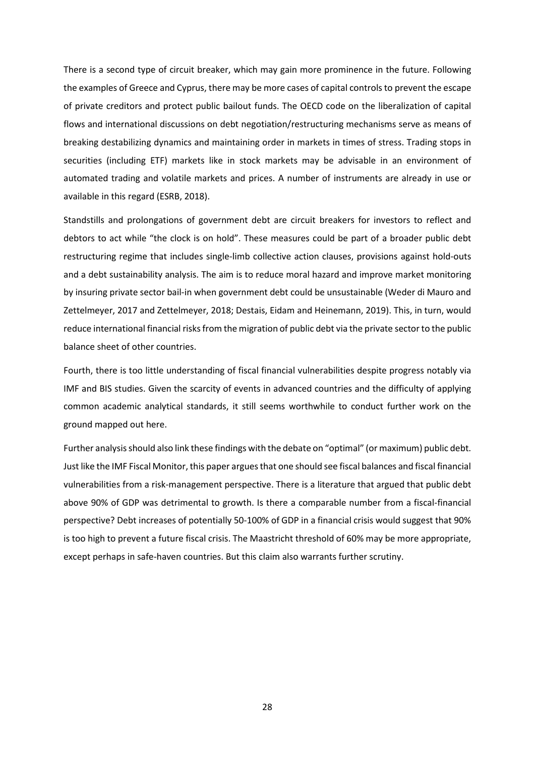There is a second type of circuit breaker, which may gain more prominence in the future. Following the examples of Greece and Cyprus, there may be more cases of capital controls to prevent the escape of private creditors and protect public bailout funds. The OECD code on the liberalization of capital flows and international discussions on debt negotiation/restructuring mechanisms serve as means of breaking destabilizing dynamics and maintaining order in markets in times of stress. Trading stops in securities (including ETF) markets like in stock markets may be advisable in an environment of automated trading and volatile markets and prices. A number of instruments are already in use or available in this regard (ESRB, 2018).

Standstills and prolongations of government debt are circuit breakers for investors to reflect and debtors to act while "the clock is on hold". These measures could be part of a broader public debt restructuring regime that includes single-limb collective action clauses, provisions against hold-outs and a debt sustainability analysis. The aim is to reduce moral hazard and improve market monitoring by insuring private sector bail-in when government debt could be unsustainable (Weder di Mauro and Zettelmeyer, 2017 and Zettelmeyer, 2018; Destais, Eidam and Heinemann, 2019). This, in turn, would reduce international financial risks from the migration of public debt via the private sector to the public balance sheet of other countries.

Fourth, there is too little understanding of fiscal financial vulnerabilities despite progress notably via IMF and BIS studies. Given the scarcity of events in advanced countries and the difficulty of applying common academic analytical standards, it still seems worthwhile to conduct further work on the ground mapped out here.

Further analysis should also link these findings with the debate on "optimal" (or maximum) public debt. Just like the IMF Fiscal Monitor, this paper argues that one should see fiscal balances and fiscal financial vulnerabilities from a risk-management perspective. There is a literature that argued that public debt above 90% of GDP was detrimental to growth. Is there a comparable number from a fiscal-financial perspective? Debt increases of potentially 50-100% of GDP in a financial crisis would suggest that 90% is too high to prevent a future fiscal crisis. The Maastricht threshold of 60% may be more appropriate, except perhaps in safe-haven countries. But this claim also warrants further scrutiny.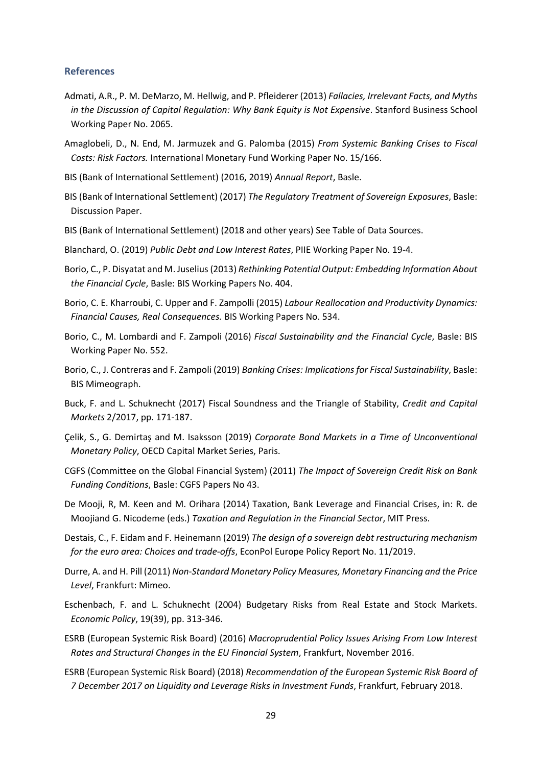## References

Admati, A.R., P. M. DeMarzo, M. Hellwig, and P. Pfleiderer (2013) *Fallacies, Irrelevant Facts, and Myths in the Discussion of Capital Regulation: Why Bank Equity is Not Expensive*. Stanford Business School Working Paper No. 2065.

Amaglobeli, D., N. End, M. Jarmuzek and G. Palomba (2015) *From Systemic Banking Crises to Fiscal Costs: Risk Factors.* International Monetary Fund Working Paper No. 15/166.

BIS (Bank of International Settlement) (2016, 2019) *Annual Report*, Basle.

BIS (Bank of International Settlement) (2017) *The Regulatory Treatment of Sovereign Exposures*, Basle: Discussion Paper.

BIS (Bank of International Settlement) (2018 and other years) See Table of Data Sources.

Blanchard, O. (2019) *Public Debt and Low Interest Rates*, PIIE Working Paper No. 19-4.

Borio, C., P. Disyatat and M. Juselius (2013) *Rethinking Potential Output: Embedding Information About the Financial Cycle*, Basle: BIS Working Papers No. 404.

Borio, C. E. Kharroubi, C. Upper and F. Zampolli (2015) *Labour Reallocation and Productivity Dynamics: Financial Causes, Real Consequences.* BIS Working Papers No. 534.

Borio, C., M. Lombardi and F. Zampoli (2016) *Fiscal Sustainability and the Financial Cycle*, Basle: BIS Working Paper No. 552.

Borio, C., J. Contreras and F. Zampoli (2019) *Banking Crises: Implications for Fiscal Sustainability*, Basle: BIS Mimeograph.

Buck, F. and L. Schuknecht (2017) Fiscal Soundness and the Triangle of Stability, *Credit and Capital Markets* 2/2017, pp. 171-187.

Çelik, S., G. Demirtaş and M. Isaksson (2019) *Corporate Bond Markets in a Time of Unconventional Monetary Policy*, OECD Capital Market Series, Paris.

CGFS (Committee on the Global Financial System) (2011) *The Impact of Sovereign Credit Risk on Bank Funding Conditions*, Basle: CGFS Papers No 43.

De Mooji, R, M. Keen and M. Orihara (2014) Taxation, Bank Leverage and Financial Crises, in: R. de Moojiand G. Nicodeme (eds.) *Taxation and Regulation in the Financial Sector*, MIT Press.

Destais, C., F. Eidam and F. Heinemann (2019) *The design of a sovereign debt restructuring mechanism for the euro area: Choices and trade-offs*, EconPol Europe Policy Report No. 11/2019.

Durre, A. and H. Pill (2011) *Non-Standard Monetary Policy Measures, Monetary Financing and the Price Level*, Frankfurt: Mimeo.

Eschenbach, F. and L. Schuknecht (2004) Budgetary Risks from Real Estate and Stock Markets. *Economic Policy*, 19(39), pp. 313-346.

ESRB (European Systemic Risk Board) (2016) *Macroprudential Policy Issues Arising From Low Interest Rates and Structural Changes in the EU Financial System*, Frankfurt, November 2016.

ESRB (European Systemic Risk Board) (2018) *Recommendation of the European Systemic Risk Board of 7 December 2017 on Liquidity and Leverage Risks in Investment Funds*, Frankfurt, February 2018.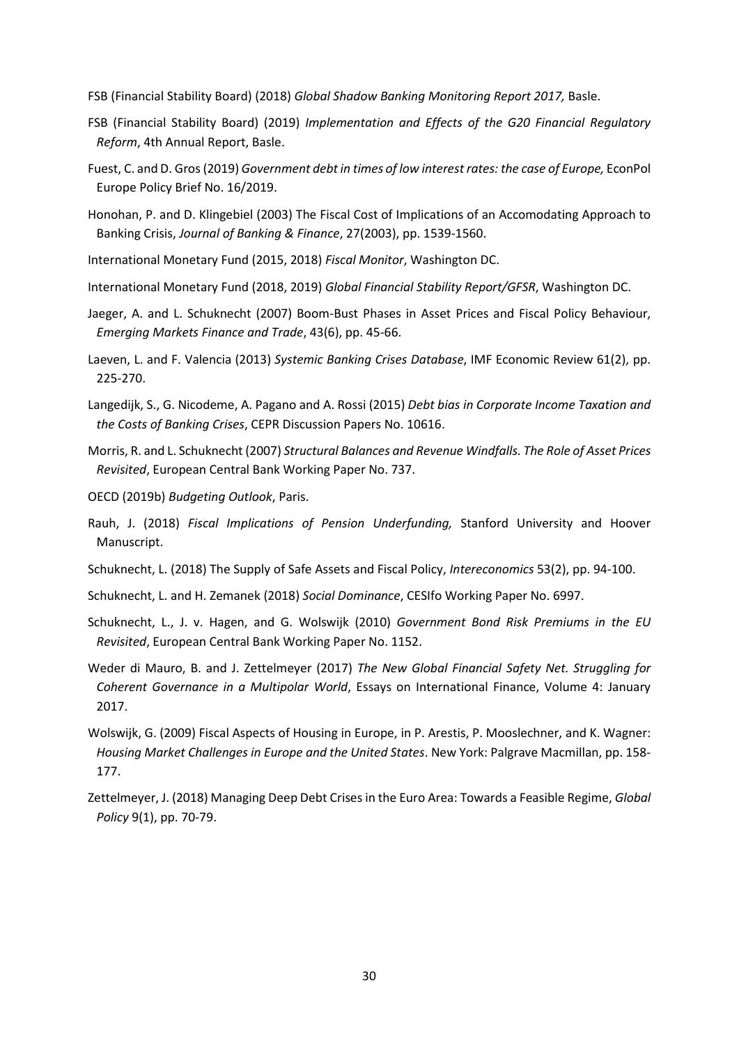FSB (Financial Stability Board) (2018) *Global Shadow Banking Monitoring Report 2017,* Basle.

FSB (Financial Stability Board) (2019) *Implementation and Effects of the G20 Financial Regulatory Reform*, 4th Annual Report, Basle.

Fuest, C. and D. Gros (2019) *Government debt in times of low interest rates: the case of Europe,* EconPol Europe Policy Brief No. 16/2019.

Honohan, P. and D. Klingebiel (2003) The Fiscal Cost of Implications of an Accomodating Approach to Banking Crisis, *Journal of Banking & Finance*, 27(2003), pp. 1539-1560.

International Monetary Fund (2015, 2018) *Fiscal Monitor*, Washington DC.

International Monetary Fund (2018, 2019) *Global Financial Stability Report/GFSR*, Washington DC.

Jaeger, A. and L. Schuknecht (2007) Boom-Bust Phases in Asset Prices and Fiscal Policy Behaviour, *Emerging Markets Finance and Trade*, 43(6), pp. 45-66.

Laeven, L. and F. Valencia (2013) *Systemic Banking Crises Database*, IMF Economic Review 61(2), pp. 225-270.

Langedijk, S., G. Nicodeme, A. Pagano and A. Rossi (2015) *Debt bias in Corporate Income Taxation and the Costs of Banking Crises*, CEPR Discussion Papers No. 10616.

Morris, R. and L. Schuknecht (2007) *Structural Balances and Revenue Windfalls. The Role of Asset Prices Revisited*, European Central Bank Working Paper No. 737.

OECD (2019b) *Budgeting Outlook*, Paris.

Rauh, J. (2018) *Fiscal Implications of Pension Underfunding,* Stanford University and Hoover Manuscript.

Schuknecht, L. (2018) The Supply of Safe Assets and Fiscal Policy, *Intereconomics* 53(2), pp. 94-100.

Schuknecht, L. and H. Zemanek (2018) *Social Dominance*, CESIfo Working Paper No. 6997.

Schuknecht, L., J. v. Hagen, and G. Wolswijk (2010) *Government Bond Risk Premiums in the EU Revisited*, European Central Bank Working Paper No. 1152.

Weder di Mauro, B. and J. Zettelmeyer (2017) *The New Global Financial Safety Net. Struggling for Coherent Governance in a Multipolar World*, Essays on International Finance, Volume 4: January 2017.

Wolswijk, G. (2009) Fiscal Aspects of Housing in Europe, in P. Arestis, P. Mooslechner, and K. Wagner: *Housing Market Challenges in Europe and the United States*. New York: Palgrave Macmillan, pp. 158-177.

Zettelmeyer, J. (2018) Managing Deep Debt Crises in the Euro Area: Towards a Feasible Regime, *Global Policy* 9(1), pp. 70-79.